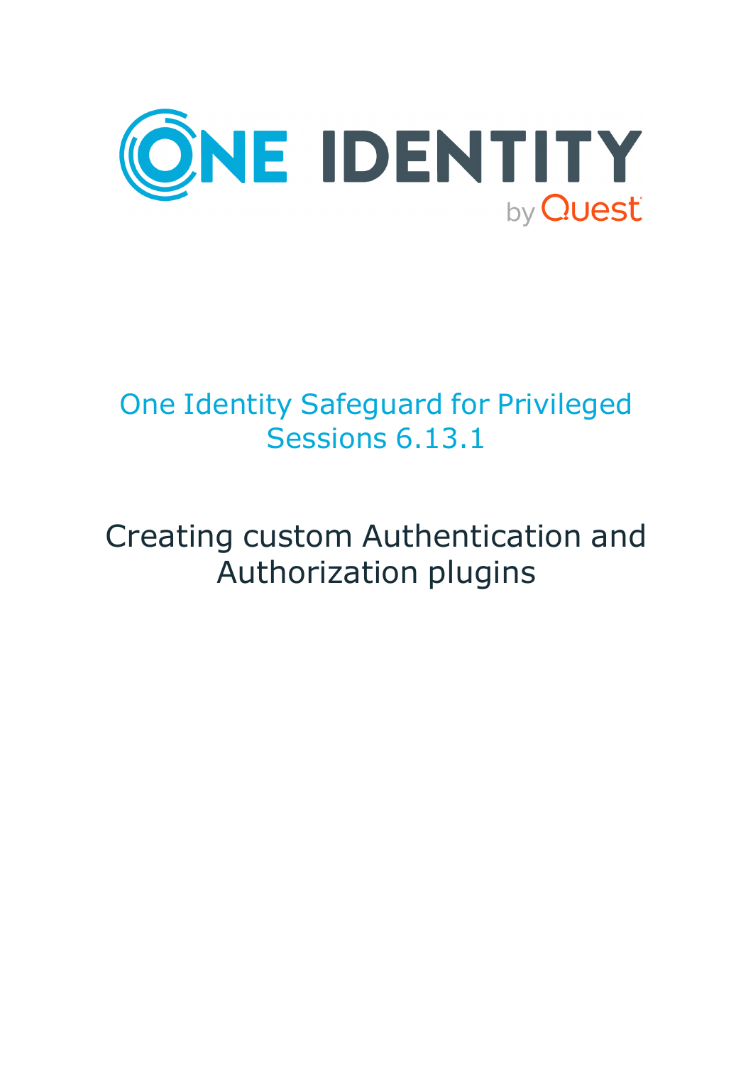ONE IDENTITY

by Quest

# One Identity Safeguard for Privileged Sessions 6.13.1

## Creating custom Authentication and Authorization plugins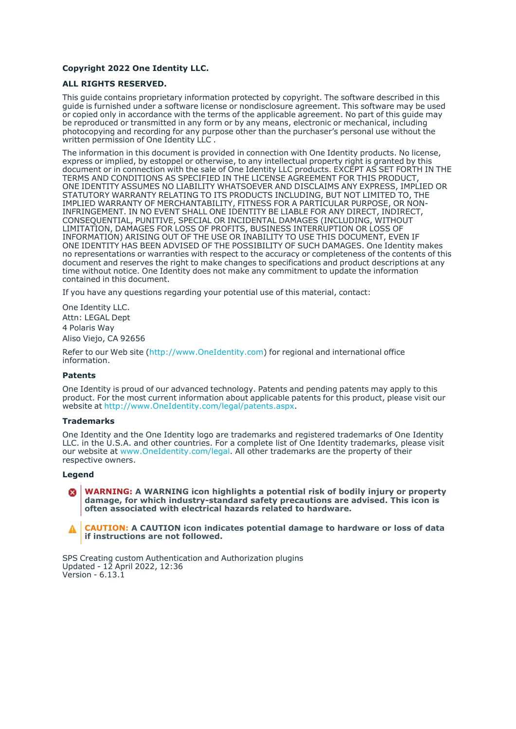**Copyright 2022 One Identity LLC.**

**ALL RIGHTS RESERVED.**

This guide contains proprietary information protected by copyright. The software described in this guide is furnished under a software license or nondisclosure agreement. This software may be used or copied only in accordance with the terms of the applicable agreement. No part of this guide may be reproduced or transmitted in any form or by any means, electronic or mechanical, including photocopying and recording for any purpose other than the purchaser's personal use without the written permission of One Identity LLC .

The information in this document is provided in connection with One Identity products. No license, express or implied, by estoppel or otherwise, to any intellectual property right is granted by this document or in connection with the sale of One Identity LLC products. EXCEPT AS SET FORTH IN THE TERMS AND CONDITIONS AS SPECIFIED IN THE LICENSE AGREEMENT FOR THIS PRODUCT, ONE IDENTITY ASSUMES NO LIABILITY WHATSOEVER AND DISCLAIMS ANY EXPRESS, IMPLIED OR STATUTORY WARRANTY RELATING TO ITS PRODUCTS INCLUDING, BUT NOT LIMITED TO, THE IMPLIED WARRANTY OF MERCHANTABILITY, FITNESS FOR A PARTICULAR PURPOSE, OR NON-INFRINGEMENT. IN NO EVENT SHALL ONE IDENTITY BE LIABLE FOR ANY DIRECT, INDIRECT, CONSEQUENTIAL, PUNITIVE, SPECIAL OR INCIDENTAL DAMAGES (INCLUDING, WITHOUT LIMITATION, DAMAGES FOR LOSS OF PROFITS, BUSINESS INTERRUPTION OR LOSS OF INFORMATION) ARISING OUT OF THE USE OR INABILITY TO USE THIS DOCUMENT, EVEN IF ONE IDENTITY HAS BEEN ADVISED OF THE POSSIBILITY OF SUCH DAMAGES. One Identity makes no representations or warranties with respect to the accuracy or completeness of the contents of this document and reserves the right to make changes to specifications and product descriptions at any time without notice. One Identity does not make any commitment to update the information contained in this document.

If you have any questions regarding your potential use of this material, contact:

One Identity LLC.
Attn: LEGAL Dept
4 Polaris Way
Aliso Viejo, CA 92656

Refer to our Web site (http://www.OneIdentity.com) for regional and international office information.

**Patents**

One Identity is proud of our advanced technology. Patents and pending patents may apply to this product. For the most current information about applicable patents for this product, please visit our website at http://www.OneIdentity.com/legal/patents.aspx.

**Trademarks**

One Identity and the One Identity logo are trademarks and registered trademarks of One Identity LLC. in the U.S.A. and other countries. For a complete list of One Identity trademarks, please visit our website at www.OneIdentity.com/legal. All other trademarks are the property of their respective owners.

**Legend**

**WARNING: A WARNING icon highlights a potential risk of bodily injury or property damage, for which industry-standard safety precautions are advised. This icon is often associated with electrical hazards related to hardware.**

**CAUTION: A CAUTION icon indicates potential damage to hardware or loss of data if instructions are not followed.**

SPS Creating custom Authentication and Authorization plugins
Updated - 12 April 2022, 12:36
Version - 6.13.1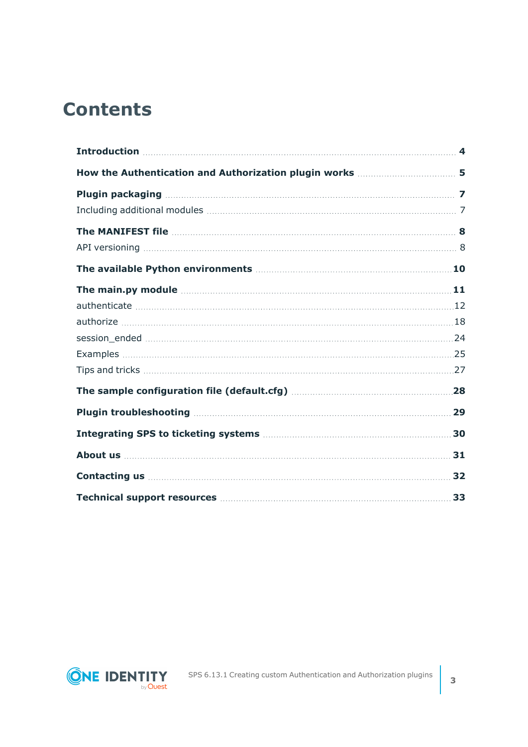# Contents

**Introduction** 4

**How the Authentication and Authorization plugin works** 5

**Plugin packaging** 7

Including additional modules 7

**The MANIFEST file** 8

API versioning 8

**The available Python environments** 10

**The main.py module** 11

authenticate 12

authorize 18

session_ended 24

Examples 25

Tips and tricks 27

**The sample configuration file (default.cfg)** 28

**Plugin troubleshooting** 29

**Integrating SPS to ticketing systems** 30

**About us** 31

**Contacting us** 32

**Technical support resources** 33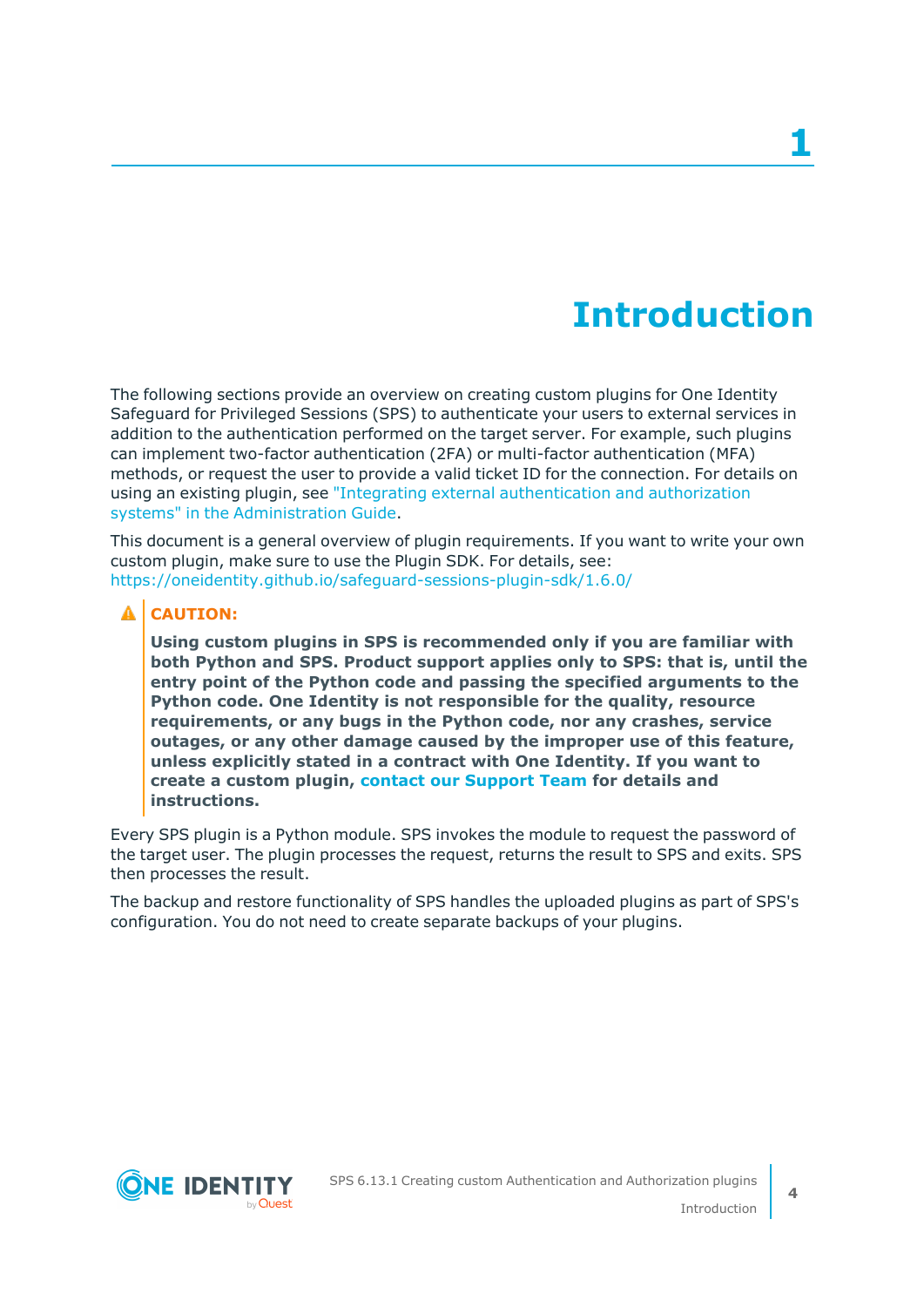# 1 Introduction

The following sections provide an overview on creating custom plugins for One Identity Safeguard for Privileged Sessions (SPS) to authenticate your users to external services in addition to the authentication performed on the target server. For example, such plugins can implement two-factor authentication (2FA) or multi-factor authentication (MFA) methods, or request the user to provide a valid ticket ID for the connection. For details on using an existing plugin, see "Integrating external authentication and authorization systems" in the Administration Guide.

This document is a general overview of plugin requirements. If you want to write your own custom plugin, make sure to use the Plugin SDK. For details, see: https://oneidentity.github.io/safeguard-sessions-plugin-sdk/1.6.0/

**CAUTION:**

**Using custom plugins in SPS is recommended only if you are familiar with both Python and SPS. Product support applies only to SPS: that is, until the entry point of the Python code and passing the specified arguments to the Python code. One Identity is not responsible for the quality, resource requirements, or any bugs in the Python code, nor any crashes, service outages, or any other damage caused by the improper use of this feature, unless explicitly stated in a contract with One Identity. If you want to create a custom plugin, contact our Support Team for details and instructions.**

Every SPS plugin is a Python module. SPS invokes the module to request the password of the target user. The plugin processes the request, returns the result to SPS and exits. SPS then processes the result.

The backup and restore functionality of SPS handles the uploaded plugins as part of SPS's configuration. You do not need to create separate backups of your plugins.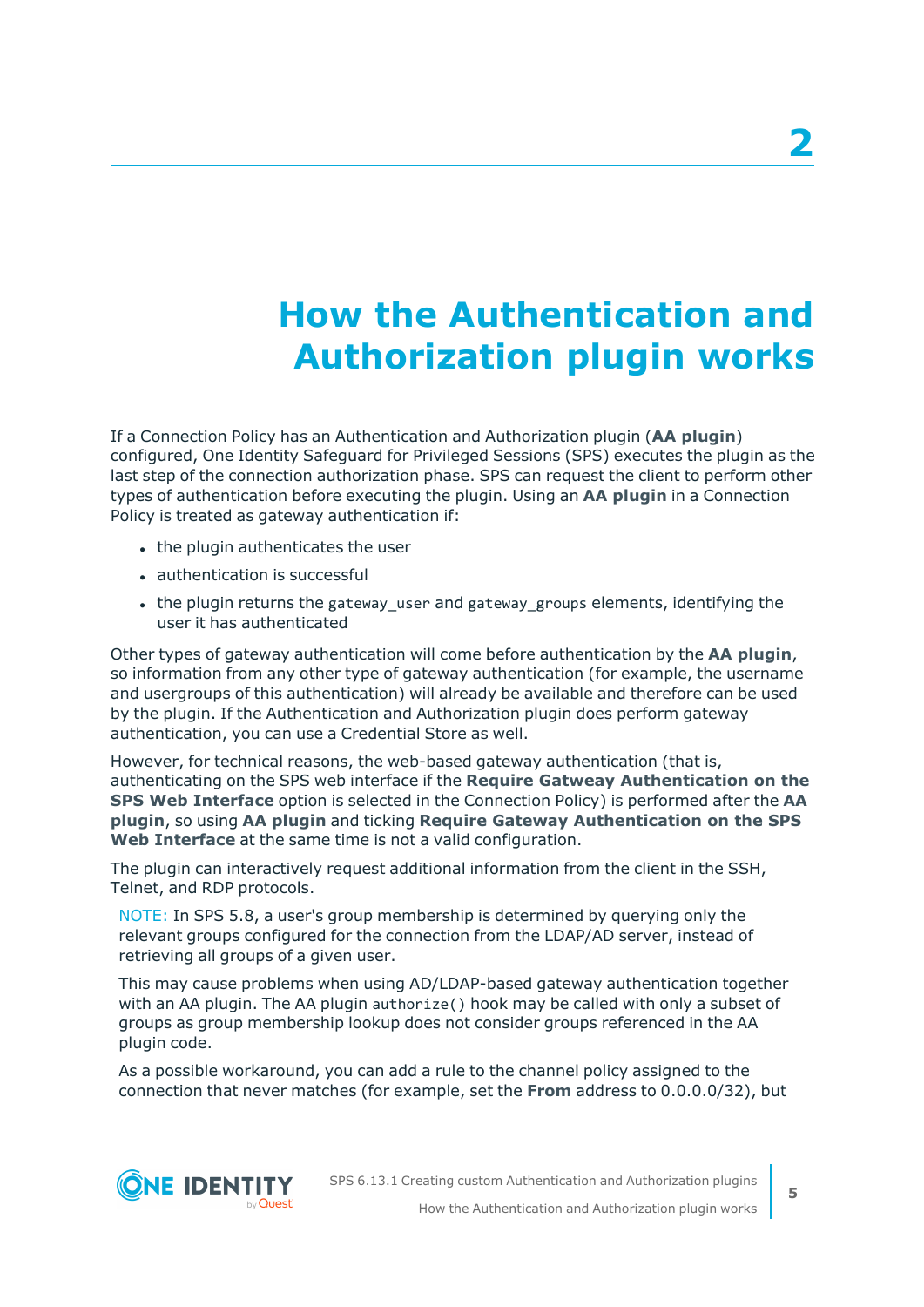# 2

# How the Authentication and Authorization plugin works

If a Connection Policy has an Authentication and Authorization plugin (**AA plugin**) configured, One Identity Safeguard for Privileged Sessions (SPS) executes the plugin as the last step of the connection authorization phase. SPS can request the client to perform other types of authentication before executing the plugin. Using an **AA plugin** in a Connection Policy is treated as gateway authentication if:

- the plugin authenticates the user
- authentication is successful
- the plugin returns the `gateway_user` and `gateway_groups` elements, identifying the user it has authenticated

Other types of gateway authentication will come before authentication by the **AA plugin**, so information from any other type of gateway authentication (for example, the username and usergroups of this authentication) will already be available and therefore can be used by the plugin. If the Authentication and Authorization plugin does perform gateway authentication, you can use a Credential Store as well.

However, for technical reasons, the web-based gateway authentication (that is, authenticating on the SPS web interface if the **Require Gatweay Authentication on the SPS Web Interface** option is selected in the Connection Policy) is performed after the **AA plugin**, so using **AA plugin** and ticking **Require Gateway Authentication on the SPS Web Interface** at the same time is not a valid configuration.

The plugin can interactively request additional information from the client in the SSH, Telnet, and RDP protocols.

NOTE: In SPS 5.8, a user's group membership is determined by querying only the relevant groups configured for the connection from the LDAP/AD server, instead of retrieving all groups of a given user.

This may cause problems when using AD/LDAP-based gateway authentication together with an AA plugin. The AA plugin `authorize()` hook may be called with only a subset of groups as group membership lookup does not consider groups referenced in the AA plugin code.

As a possible workaround, you can add a rule to the channel policy assigned to the connection that never matches (for example, set the **From** address to 0.0.0.0/32), but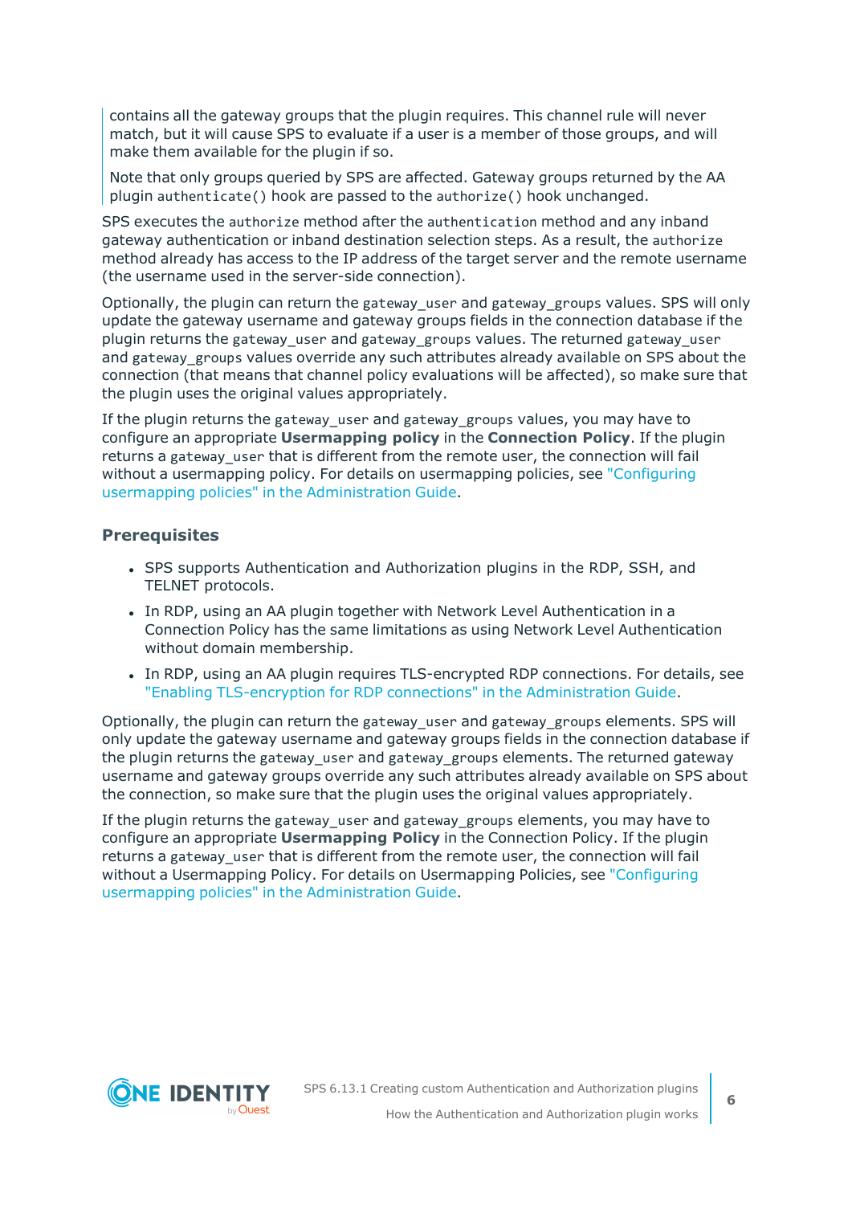contains all the gateway groups that the plugin requires. This channel rule will never match, but it will cause SPS to evaluate if a user is a member of those groups, and will make them available for the plugin if so.

Note that only groups queried by SPS are affected. Gateway groups returned by the AA plugin `authenticate()` hook are passed to the `authorize()` hook unchanged.

SPS executes the `authorize` method after the `authentication` method and any inband gateway authentication or inband destination selection steps. As a result, the `authorize` method already has access to the IP address of the target server and the remote username (the username used in the server-side connection).

Optionally, the plugin can return the `gateway_user` and `gateway_groups` values. SPS will only update the gateway username and gateway groups fields in the connection database if the plugin returns the `gateway_user` and `gateway_groups` values. The returned `gateway_user` and `gateway_groups` values override any such attributes already available on SPS about the connection (that means that channel policy evaluations will be affected), so make sure that the plugin uses the original values appropriately.

If the plugin returns the `gateway_user` and `gateway_groups` values, you may have to configure an appropriate **Usermapping policy** in the **Connection Policy**. If the plugin returns a `gateway_user` that is different from the remote user, the connection will fail without a usermapping policy. For details on usermapping policies, see "Configuring usermapping policies" in the Administration Guide.

### Prerequisites

- SPS supports Authentication and Authorization plugins in the RDP, SSH, and TELNET protocols.
- In RDP, using an AA plugin together with Network Level Authentication in a Connection Policy has the same limitations as using Network Level Authentication without domain membership.
- In RDP, using an AA plugin requires TLS-encrypted RDP connections. For details, see "Enabling TLS-encryption for RDP connections" in the Administration Guide.

Optionally, the plugin can return the `gateway_user` and `gateway_groups` elements. SPS will only update the gateway username and gateway groups fields in the connection database if the plugin returns the `gateway_user` and `gateway_groups` elements. The returned gateway username and gateway groups override any such attributes already available on SPS about the connection, so make sure that the plugin uses the original values appropriately.

If the plugin returns the `gateway_user` and `gateway_groups` elements, you may have to configure an appropriate **Usermapping Policy** in the Connection Policy. If the plugin returns a `gateway_user` that is different from the remote user, the connection will fail without a Usermapping Policy. For details on Usermapping Policies, see "Configuring usermapping policies" in the Administration Guide.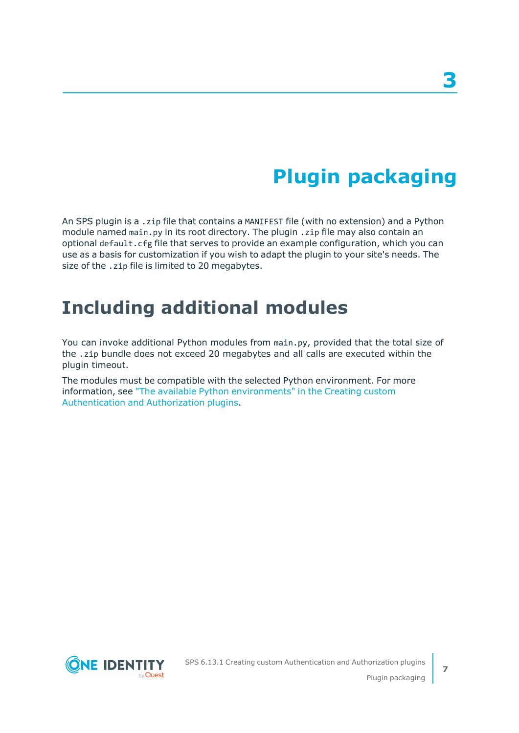# 3 Plugin packaging

An SPS plugin is a `.zip` file that contains a `MANIFEST` file (with no extension) and a Python module named `main.py` in its root directory. The plugin `.zip` file may also contain an optional `default.cfg` file that serves to provide an example configuration, which you can use as a basis for customization if you wish to adapt the plugin to your site's needs. The size of the `.zip` file is limited to 20 megabytes.

## Including additional modules

You can invoke additional Python modules from `main.py`, provided that the total size of the `.zip` bundle does not exceed 20 megabytes and all calls are executed within the plugin timeout.

The modules must be compatible with the selected Python environment. For more information, see "The available Python environments" in the Creating custom Authentication and Authorization plugins.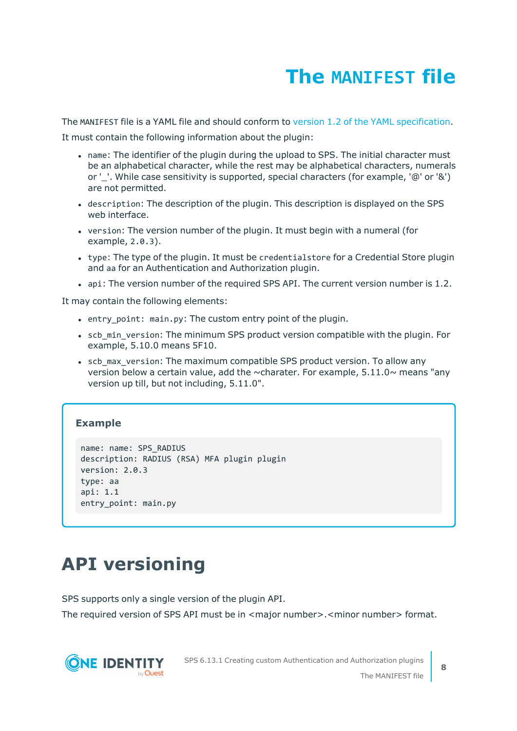# The `MANIFEST` file

The `MANIFEST` file is a YAML file and should conform to version 1.2 of the YAML specification.

It must contain the following information about the plugin:

- `name`: The identifier of the plugin during the upload to SPS. The initial character must be an alphabetical character, while the rest may be alphabetical characters, numerals or '_'. While case sensitivity is supported, special characters (for example, '@' or '&') are not permitted.
- `description`: The description of the plugin. This description is displayed on the SPS web interface.
- `version`: The version number of the plugin. It must begin with a numeral (for example, `2.0.3`).
- `type`: The type of the plugin. It must be `credentialstore` for a Credential Store plugin and `aa` for an Authentication and Authorization plugin.
- `api`: The version number of the required SPS API. The current version number is 1.2.

It may contain the following elements:

- `entry_point: main.py`: The custom entry point of the plugin.
- `scb_min_version`: The minimum SPS product version compatible with the plugin. For example, 5.10.0 means 5F10.
- `scb_max_version`: The maximum compatible SPS product version. To allow any version below a certain value, add the ~charater. For example, 5.11.0~ means "any version up till, but not including, 5.11.0".

**Example**

```
name: name: SPS_RADIUS
description: RADIUS (RSA) MFA plugin plugin
version: 2.0.3
type: aa
api: 1.1
entry_point: main.py
```

# API versioning

SPS supports only a single version of the plugin API.

The required version of SPS API must be in <major number>.<minor number> format.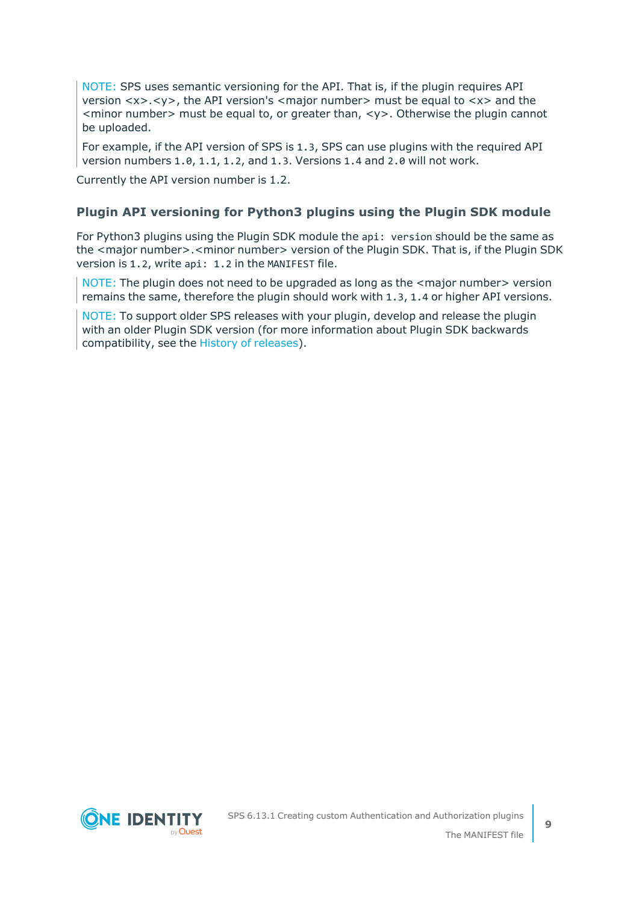> NOTE: SPS uses semantic versioning for the API. That is, if the plugin requires API version <x>.<y>, the API version's <major number> must be equal to <x> and the <minor number> must be equal to, or greater than, <y>. Otherwise the plugin cannot be uploaded.
>
> For example, if the API version of SPS is `1.3`, SPS can use plugins with the required API version numbers `1.0`, `1.1`, `1.2`, and `1.3`. Versions `1.4` and `2.0` will not work.

Currently the API version number is 1.2.

### Plugin API versioning for Python3 plugins using the Plugin SDK module

For Python3 plugins using the Plugin SDK module the `api: version` should be the same as the <major number>.<minor number> version of the Plugin SDK. That is, if the Plugin SDK version is `1.2`, write `api: 1.2` in the `MANIFEST` file.

> NOTE: The plugin does not need to be upgraded as long as the <major number> version remains the same, therefore the plugin should work with `1.3`, `1.4` or higher API versions.

> NOTE: To support older SPS releases with your plugin, develop and release the plugin with an older Plugin SDK version (for more information about Plugin SDK backwards compatibility, see the History of releases).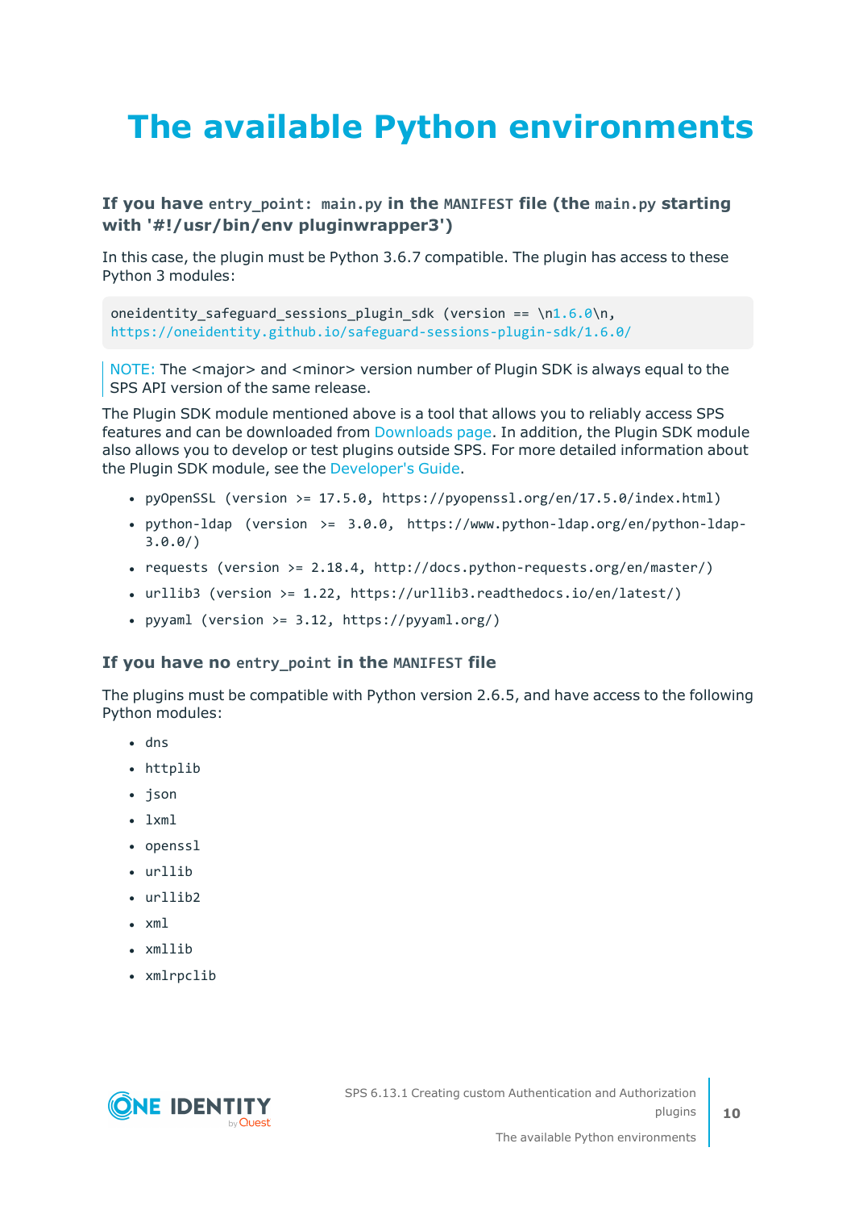# The available Python environments

### If you have `entry_point: main.py` in the `MANIFEST` file (the `main.py` starting with '#!/usr/bin/env pluginwrapper3')

In this case, the plugin must be Python 3.6.7 compatible. The plugin has access to these Python 3 modules:

```
oneidentity_safeguard_sessions_plugin_sdk (version == \n1.6.0\n,
https://oneidentity.github.io/safeguard-sessions-plugin-sdk/1.6.0/
```

NOTE: The <major> and <minor> version number of Plugin SDK is always equal to the SPS API version of the same release.

The Plugin SDK module mentioned above is a tool that allows you to reliably access SPS features and can be downloaded from Downloads page. In addition, the Plugin SDK module also allows you to develop or test plugins outside SPS. For more detailed information about the Plugin SDK module, see the Developer's Guide.

- `pyOpenSSL (version >= 17.5.0, https://pyopenssl.org/en/17.5.0/index.html)`
- `python-ldap (version >= 3.0.0, https://www.python-ldap.org/en/python-ldap-3.0.0/)`
- `requests (version >= 2.18.4, http://docs.python-requests.org/en/master/)`
- `urllib3 (version >= 1.22, https://urllib3.readthedocs.io/en/latest/)`
- `pyyaml (version >= 3.12, https://pyyaml.org/)`

### If you have no `entry_point` in the `MANIFEST` file

The plugins must be compatible with Python version 2.6.5, and have access to the following Python modules:

- `dns`
- `httplib`
- `json`
- `lxml`
- `openssl`
- `urllib`
- `urllib2`
- `xml`
- `xmllib`
- `xmlrpclib`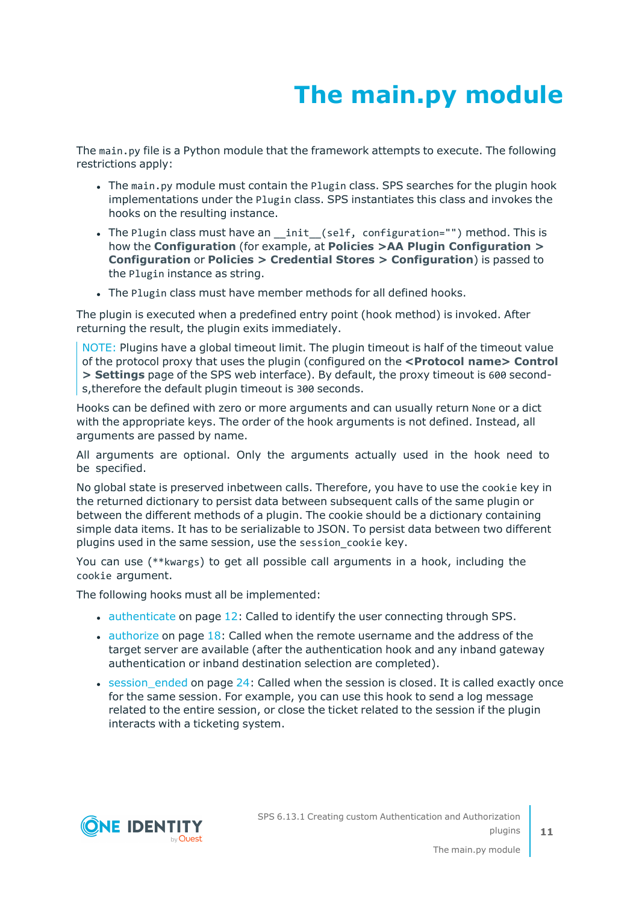# The main.py module

The `main.py` file is a Python module that the framework attempts to execute. The following restrictions apply:

- The `main.py` module must contain the `Plugin` class. SPS searches for the plugin hook implementations under the `Plugin` class. SPS instantiates this class and invokes the hooks on the resulting instance.
- The `Plugin` class must have an `__init__(self, configuration="")` method. This is how the **Configuration** (for example, at **Policies >AA Plugin Configuration > Configuration** or **Policies > Credential Stores > Configuration**) is passed to the `Plugin` instance as string.
- The `Plugin` class must have member methods for all defined hooks.

The plugin is executed when a predefined entry point (hook method) is invoked. After returning the result, the plugin exits immediately.

> NOTE: Plugins have a global timeout limit. The plugin timeout is half of the timeout value of the protocol proxy that uses the plugin (configured on the **<Protocol name> Control > Settings** page of the SPS web interface). By default, the proxy timeout is `600` seconds,therefore the default plugin timeout is `300` seconds.

Hooks can be defined with zero or more arguments and can usually return `None` or a dict with the appropriate keys. The order of the hook arguments is not defined. Instead, all arguments are passed by name.

All arguments are optional. Only the arguments actually used in the hook need to be specified.

No global state is preserved inbetween calls. Therefore, you have to use the `cookie` key in the returned dictionary to persist data between subsequent calls of the same plugin or between the different methods of a plugin. The cookie should be a dictionary containing simple data items. It has to be serializable to JSON. To persist data between two different plugins used in the same session, use the `session_cookie` key.

You can use (`**kwargs`) to get all possible call arguments in a hook, including the `cookie` argument.

The following hooks must all be implemented:

- authenticate on page 12: Called to identify the user connecting through SPS.
- authorize on page 18: Called when the remote username and the address of the target server are available (after the authentication hook and any inband gateway authentication or inband destination selection are completed).
- session_ended on page 24: Called when the session is closed. It is called exactly once for the same session. For example, you can use this hook to send a log message related to the entire session, or close the ticket related to the session if the plugin interacts with a ticketing system.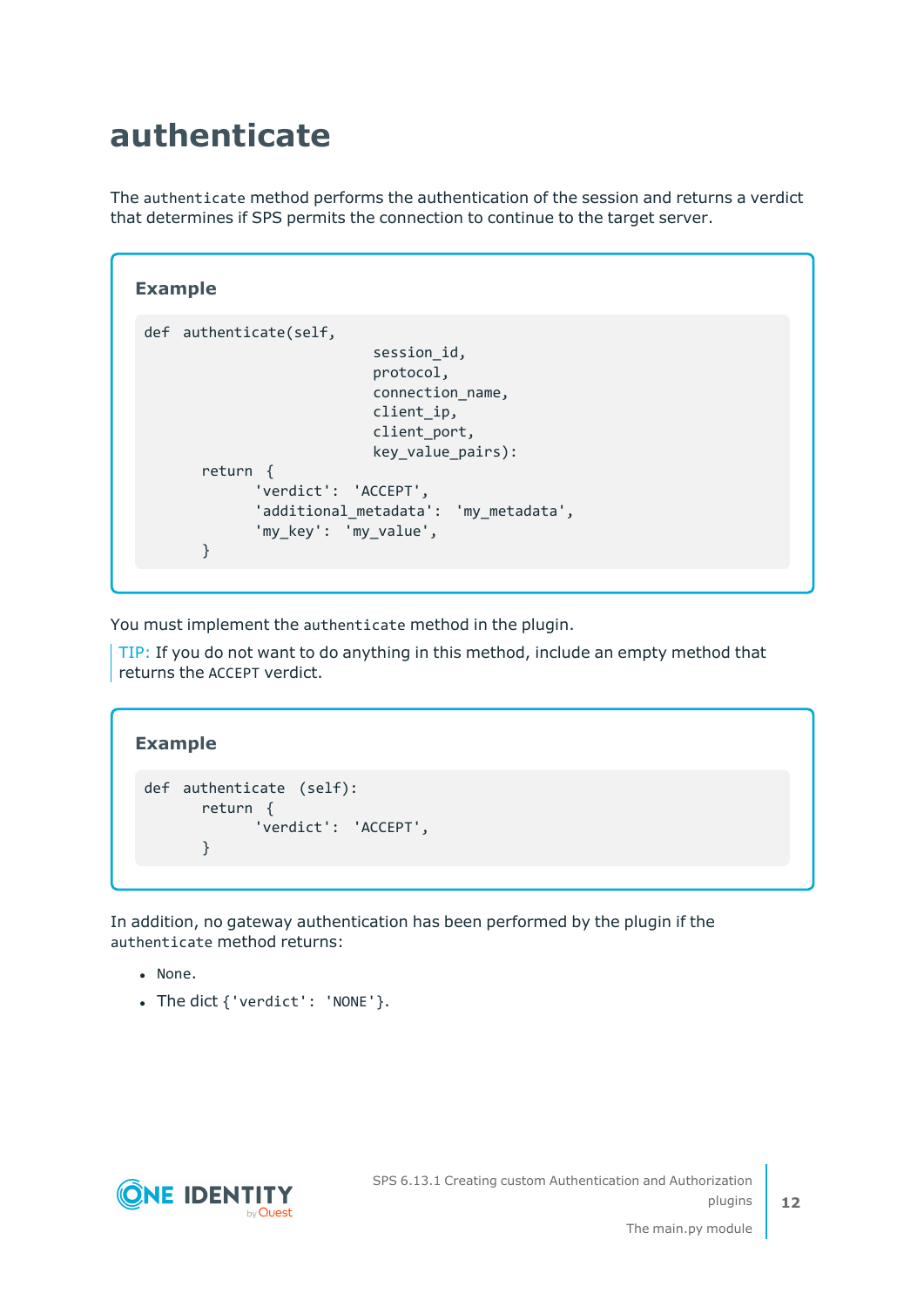# authenticate

The `authenticate` method performs the authentication of the session and returns a verdict that determines if SPS permits the connection to continue to the target server.

**Example**

```
def  authenticate(self,
                         session_id,
                         protocol,
                         connection_name,
                         client_ip,
                         client_port,
                         key_value_pairs):
      return  {
            'verdict':  'ACCEPT',
            'additional_metadata':  'my_metadata',
            'my_key':  'my_value',
      }
```

You must implement the `authenticate` method in the plugin.

TIP: If you do not want to do anything in this method, include an empty method that returns the `ACCEPT` verdict.

**Example**

```
def  authenticate  (self):
      return  {
            'verdict':  'ACCEPT',
      }
```

In addition, no gateway authentication has been performed by the plugin if the `authenticate` method returns:

- `None`.
- The dict `{'verdict': 'NONE'}`.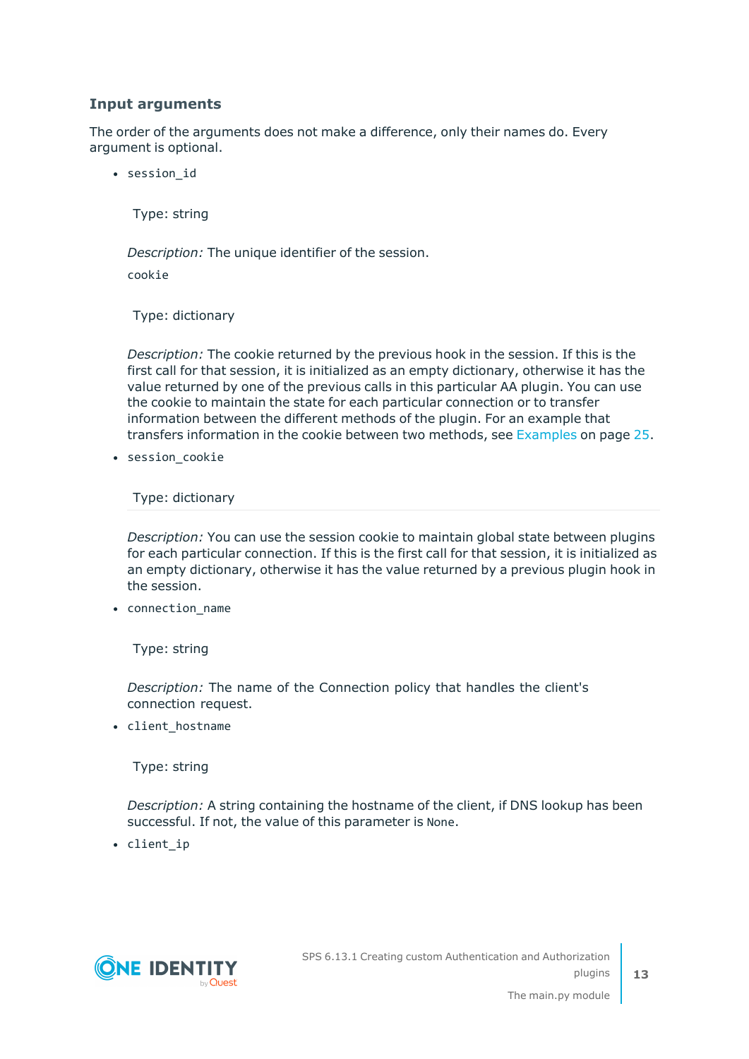### Input arguments

The order of the arguments does not make a difference, only their names do. Every argument is optional.

- `session_id`

  Type: string

  *Description:* The unique identifier of the session.

  `cookie`

  Type: dictionary

  *Description:* The cookie returned by the previous hook in the session. If this is the first call for that session, it is initialized as an empty dictionary, otherwise it has the value returned by one of the previous calls in this particular AA plugin. You can use the cookie to maintain the state for each particular connection or to transfer information between the different methods of the plugin. For an example that transfers information in the cookie between two methods, see Examples on page 25.

- `session_cookie`

  Type: dictionary

  *Description:* You can use the session cookie to maintain global state between plugins for each particular connection. If this is the first call for that session, it is initialized as an empty dictionary, otherwise it has the value returned by a previous plugin hook in the session.

- `connection_name`

  Type: string

  *Description:* The name of the Connection policy that handles the client's connection request.

- `client_hostname`

  Type: string

  *Description:* A string containing the hostname of the client, if DNS lookup has been successful. If not, the value of this parameter is `None`.

- `client_ip`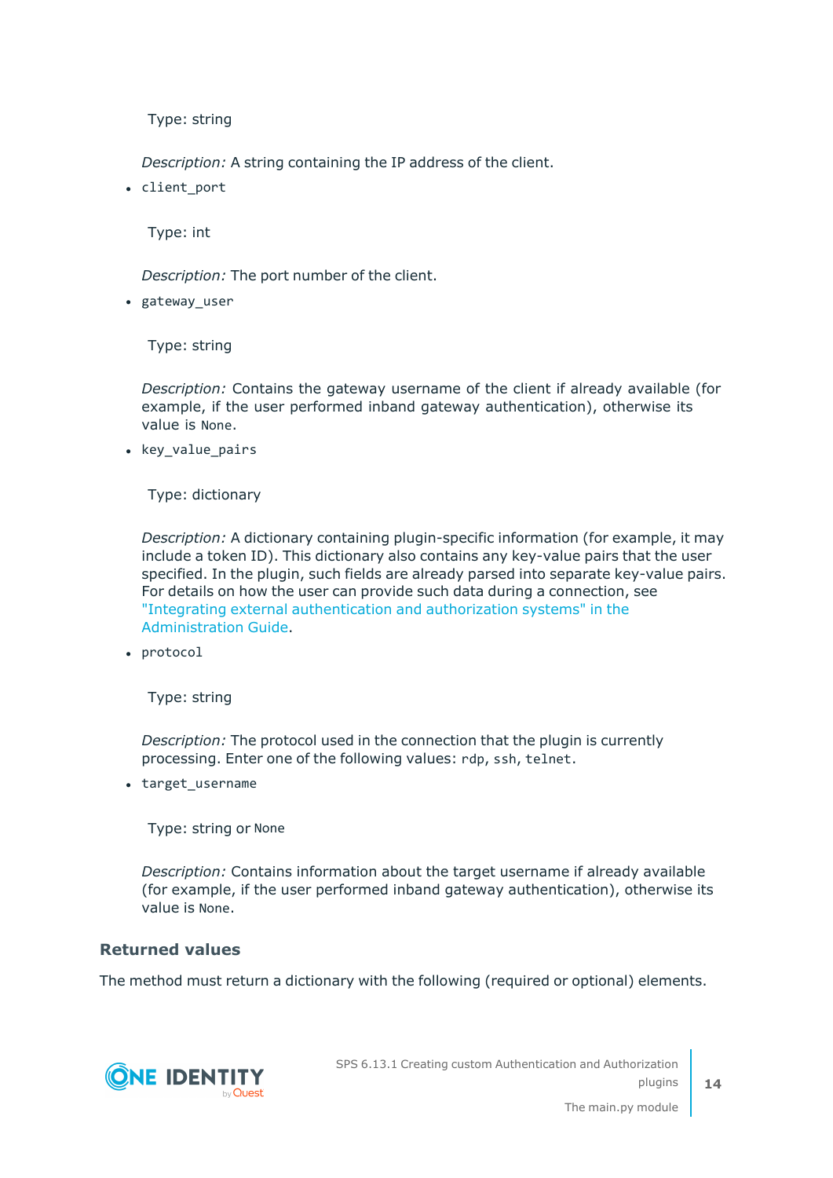Type: string

*Description:* A string containing the IP address of the client.

- `client_port`

  Type: int

  *Description:* The port number of the client.

- `gateway_user`

  Type: string

  *Description:* Contains the gateway username of the client if already available (for example, if the user performed inband gateway authentication), otherwise its value is `None`.

- `key_value_pairs`

  Type: dictionary

  *Description:* A dictionary containing plugin-specific information (for example, it may include a token ID). This dictionary also contains any key-value pairs that the user specified. In the plugin, such fields are already parsed into separate key-value pairs. For details on how the user can provide such data during a connection, see "Integrating external authentication and authorization systems" in the Administration Guide.

- `protocol`

  Type: string

  *Description:* The protocol used in the connection that the plugin is currently processing. Enter one of the following values: `rdp`, `ssh`, `telnet`.

- `target_username`

  Type: string or `None`

  *Description:* Contains information about the target username if already available (for example, if the user performed inband gateway authentication), otherwise its value is `None`.

### Returned values

The method must return a dictionary with the following (required or optional) elements.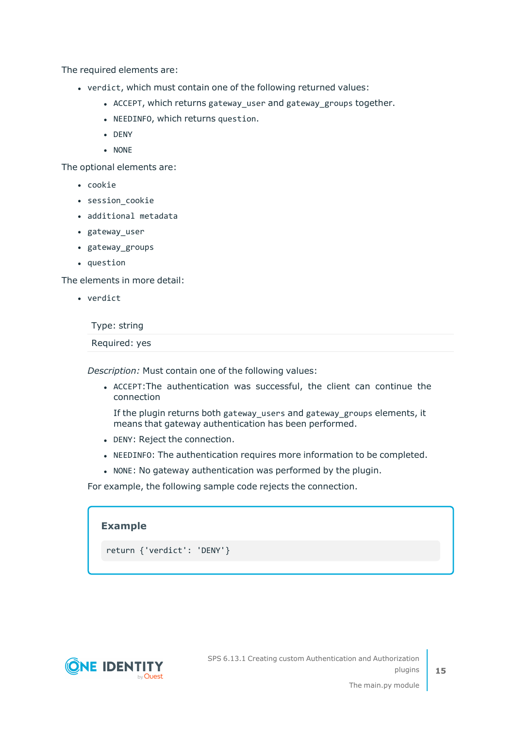The required elements are:

- `verdict`, which must contain one of the following returned values:
  - `ACCEPT`, which returns `gateway_user` and `gateway_groups` together.
  - `NEEDINFO`, which returns `question`.
  - `DENY`
  - `NONE`

The optional elements are:

- `cookie`
- `session_cookie`
- `additional metadata`
- `gateway_user`
- `gateway_groups`
- `question`

The elements in more detail:

- `verdict`

  | Type: string |
  |---|
  | Required: yes |

  *Description:* Must contain one of the following values:

  - `ACCEPT`:The authentication was successful, the client can continue the connection

    If the plugin returns both `gateway_users` and `gateway_groups` elements, it means that gateway authentication has been performed.
  - `DENY`: Reject the connection.
  - `NEEDINFO`: The authentication requires more information to be completed.
  - `NONE`: No gateway authentication was performed by the plugin.

  For example, the following sample code rejects the connection.

  **Example**

  ```
  return {'verdict': 'DENY'}
  ```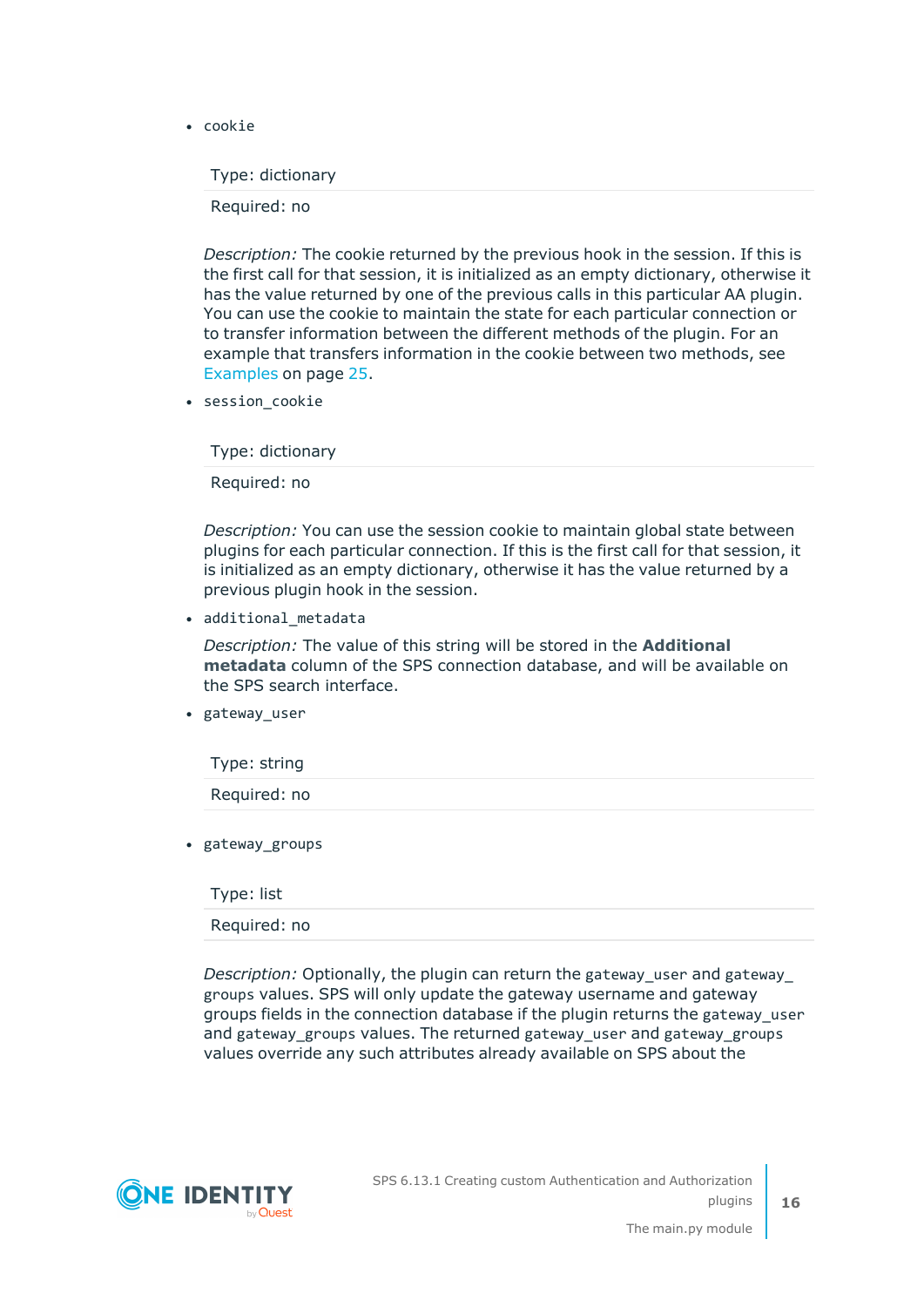- `cookie`

| Type: dictionary |
|---|
| Required: no |

*Description:* The cookie returned by the previous hook in the session. If this is the first call for that session, it is initialized as an empty dictionary, otherwise it has the value returned by one of the previous calls in this particular AA plugin. You can use the cookie to maintain the state for each particular connection or to transfer information between the different methods of the plugin. For an example that transfers information in the cookie between two methods, see Examples on page 25.

- `session_cookie`

| Type: dictionary |
|---|
| Required: no |

*Description:* You can use the session cookie to maintain global state between plugins for each particular connection. If this is the first call for that session, it is initialized as an empty dictionary, otherwise it has the value returned by a previous plugin hook in the session.

- `additional_metadata`

*Description:* The value of this string will be stored in the **Additional metadata** column of the SPS connection database, and will be available on the SPS search interface.

- `gateway_user`

| Type: string |
|---|
| Required: no |

- `gateway_groups`

| Type: list |
|---|
| Required: no |

*Description:* Optionally, the plugin can return the `gateway_user` and `gateway_groups` values. SPS will only update the gateway username and gateway groups fields in the connection database if the plugin returns the `gateway_user` and `gateway_groups` values. The returned `gateway_user` and `gateway_groups` values override any such attributes already available on SPS about the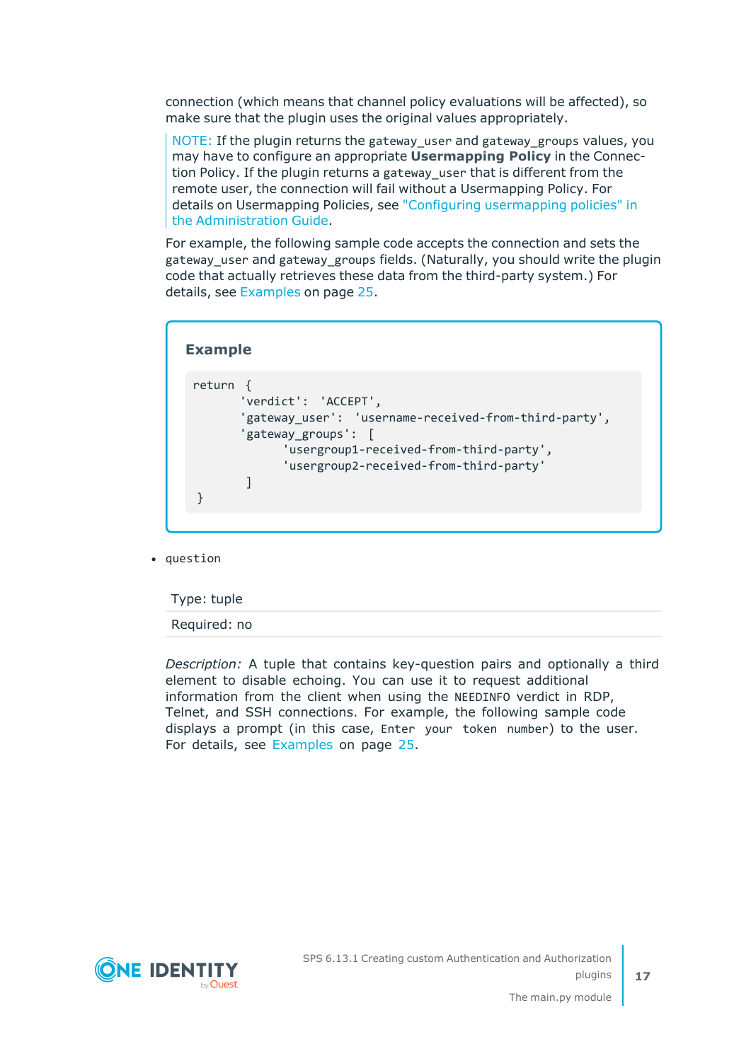connection (which means that channel policy evaluations will be affected), so make sure that the plugin uses the original values appropriately.

> NOTE: If the plugin returns the `gateway_user` and `gateway_groups` values, you may have to configure an appropriate **Usermapping Policy** in the Connection Policy. If the plugin returns a `gateway_user` that is different from the remote user, the connection will fail without a Usermapping Policy. For details on Usermapping Policies, see "Configuring usermapping policies" in the Administration Guide.

For example, the following sample code accepts the connection and sets the `gateway_user` and `gateway_groups` fields. (Naturally, you should write the plugin code that actually retrieves these data from the third-party system.) For details, see Examples on page 25.

**Example**

```
return {
       'verdict': 'ACCEPT',
       'gateway_user': 'username-received-from-third-party',
       'gateway_groups': [
              'usergroup1-received-from-third-party',
              'usergroup2-received-from-third-party'
        ]
}
```

- `question`

| Type: tuple |
|---|
| Required: no |

*Description:* A tuple that contains key-question pairs and optionally a third element to disable echoing. You can use it to request additional information from the client when using the `NEEDINFO` verdict in RDP, Telnet, and SSH connections. For example, the following sample code displays a prompt (in this case, `Enter your token number`) to the user. For details, see Examples on page 25.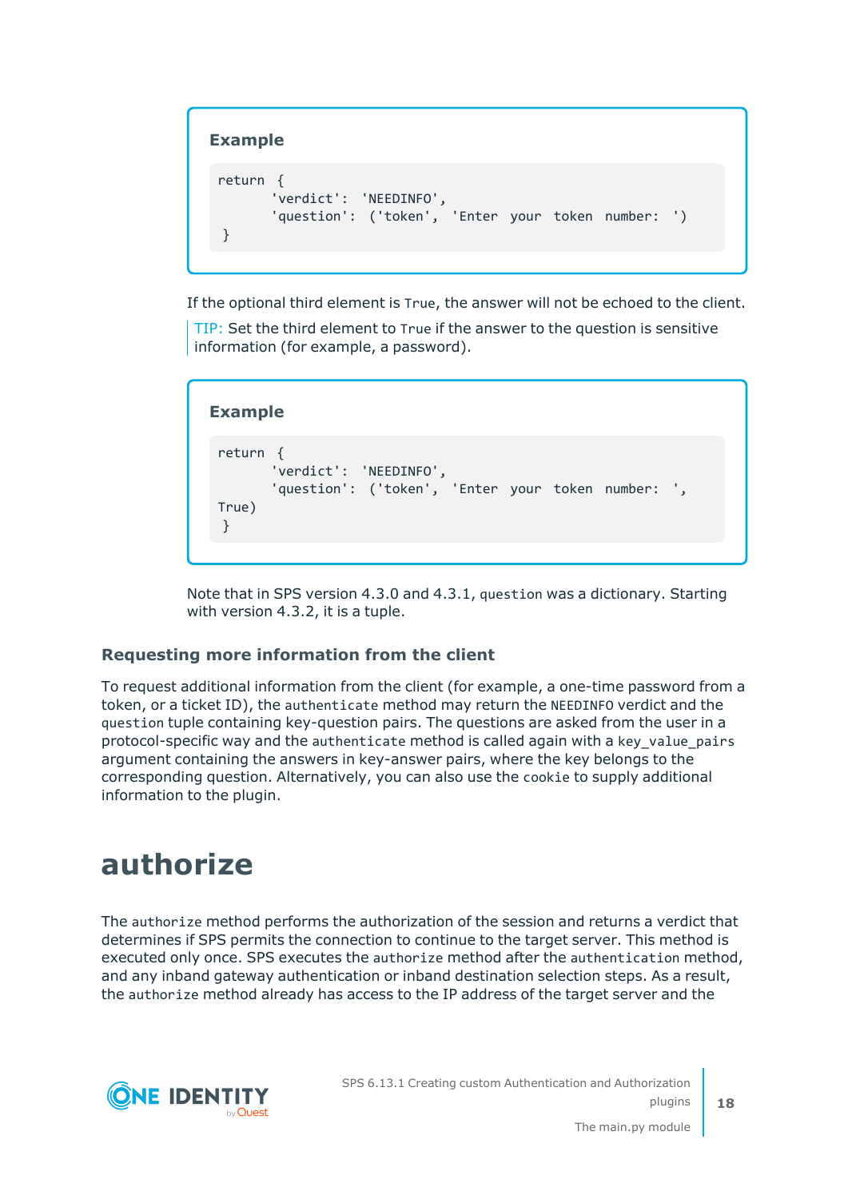**Example**

```
return {
      'verdict': 'NEEDINFO',
      'question': ('token', 'Enter your token number: ')
}
```

If the optional third element is `True`, the answer will not be echoed to the client.

TIP: Set the third element to `True` if the answer to the question is sensitive information (for example, a password).

**Example**

```
return {
      'verdict': 'NEEDINFO',
      'question': ('token', 'Enter your token number: ',
True)
}
```

Note that in SPS version 4.3.0 and 4.3.1, `question` was a dictionary. Starting with version 4.3.2, it is a tuple.

### Requesting more information from the client

To request additional information from the client (for example, a one-time password from a token, or a ticket ID), the `authenticate` method may return the `NEEDINFO` verdict and the `question` tuple containing key-question pairs. The questions are asked from the user in a protocol-specific way and the `authenticate` method is called again with a `key_value_pairs` argument containing the answers in key-answer pairs, where the key belongs to the corresponding question. Alternatively, you can also use the `cookie` to supply additional information to the plugin.

# authorize

The `authorize` method performs the authorization of the session and returns a verdict that determines if SPS permits the connection to continue to the target server. This method is executed only once. SPS executes the `authorize` method after the `authentication` method, and any inband gateway authentication or inband destination selection steps. As a result, the `authorize` method already has access to the IP address of the target server and the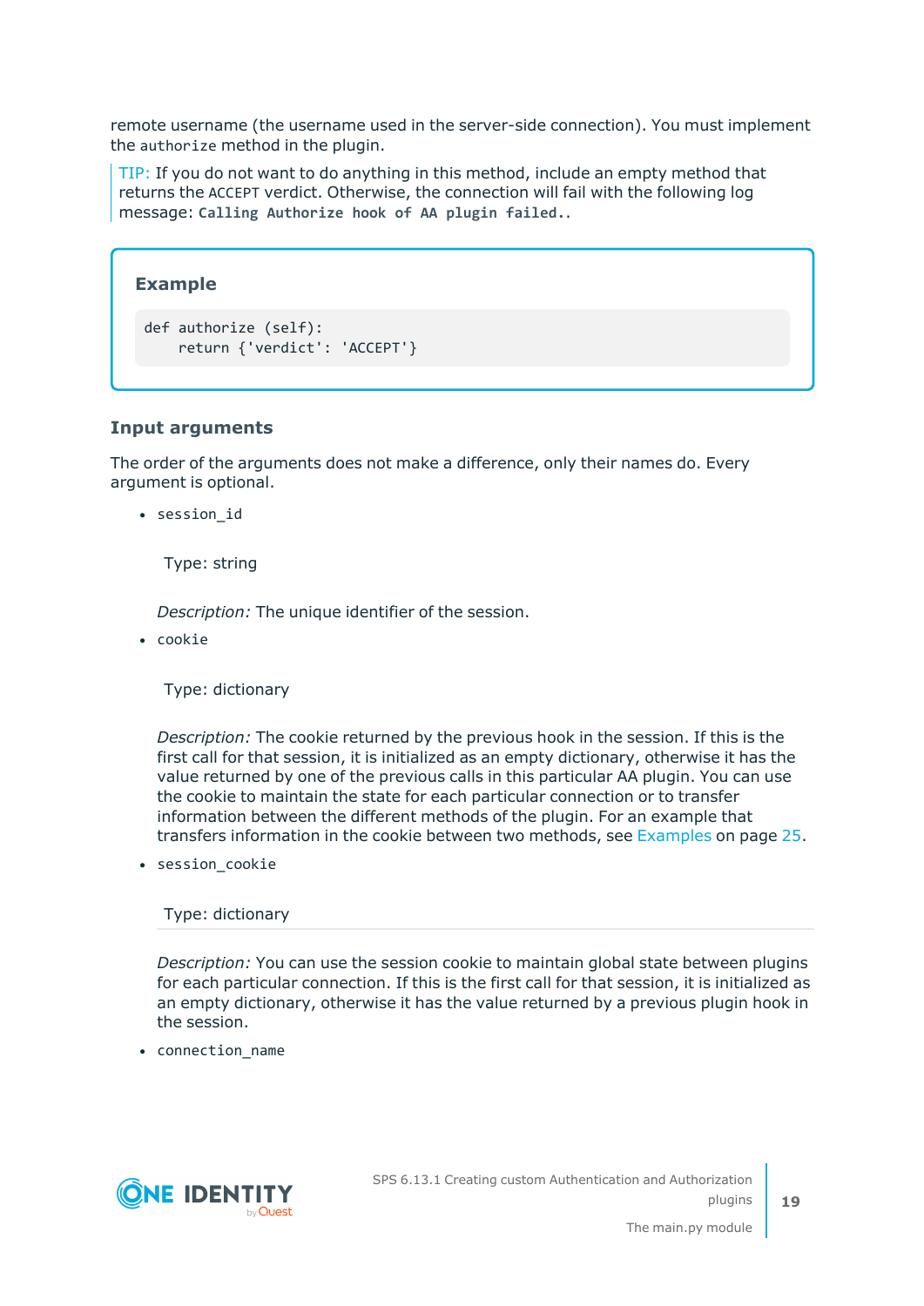remote username (the username used in the server-side connection). You must implement the `authorize` method in the plugin.

> TIP: If you do not want to do anything in this method, include an empty method that returns the `ACCEPT` verdict. Otherwise, the connection will fail with the following log message: **`Calling Authorize hook of AA plugin failed.`**.

**Example**

```
def authorize (self):
    return {'verdict': 'ACCEPT'}
```

### Input arguments

The order of the arguments does not make a difference, only their names do. Every argument is optional.

- `session_id`

  Type: string

  *Description:* The unique identifier of the session.

- `cookie`

  Type: dictionary

  *Description:* The cookie returned by the previous hook in the session. If this is the first call for that session, it is initialized as an empty dictionary, otherwise it has the value returned by one of the previous calls in this particular AA plugin. You can use the cookie to maintain the state for each particular connection or to transfer information between the different methods of the plugin. For an example that transfers information in the cookie between two methods, see Examples on page 25.

- `session_cookie`

  Type: dictionary

  *Description:* You can use the session cookie to maintain global state between plugins for each particular connection. If this is the first call for that session, it is initialized as an empty dictionary, otherwise it has the value returned by a previous plugin hook in the session.

- `connection_name`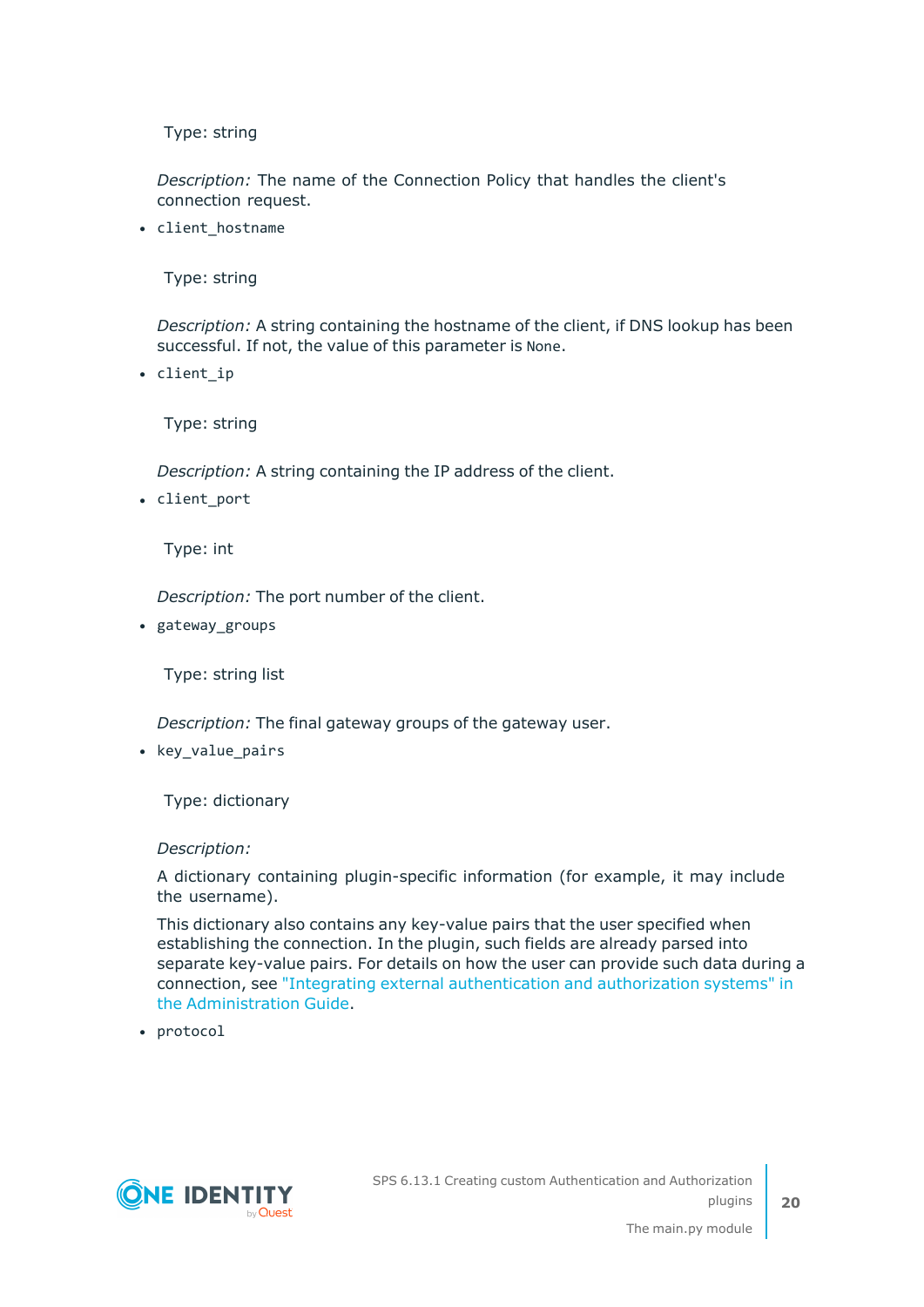Type: string

*Description:* The name of the Connection Policy that handles the client's connection request.

- `client_hostname`

  Type: string

  *Description:* A string containing the hostname of the client, if DNS lookup has been successful. If not, the value of this parameter is `None`.

- `client_ip`

  Type: string

  *Description:* A string containing the IP address of the client.

- `client_port`

  Type: int

  *Description:* The port number of the client.

- `gateway_groups`

  Type: string list

  *Description:* The final gateway groups of the gateway user.

- `key_value_pairs`

  Type: dictionary

  *Description:*

  A dictionary containing plugin-specific information (for example, it may include the username).

  This dictionary also contains any key-value pairs that the user specified when establishing the connection. In the plugin, such fields are already parsed into separate key-value pairs. For details on how the user can provide such data during a connection, see "Integrating external authentication and authorization systems" in the Administration Guide.

- `protocol`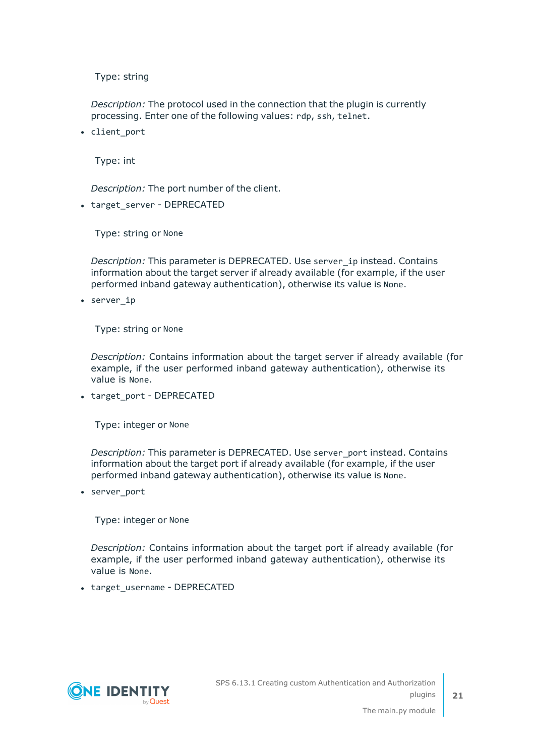Type: string

*Description:* The protocol used in the connection that the plugin is currently processing. Enter one of the following values: `rdp`, `ssh`, `telnet`.

- `client_port`

  Type: int

  *Description:* The port number of the client.

- `target_server` - DEPRECATED

  Type: string or `None`

  *Description:* This parameter is DEPRECATED. Use `server_ip` instead. Contains information about the target server if already available (for example, if the user performed inband gateway authentication), otherwise its value is `None`.

- `server_ip`

  Type: string or `None`

  *Description:* Contains information about the target server if already available (for example, if the user performed inband gateway authentication), otherwise its value is `None`.

- `target_port` - DEPRECATED

  Type: integer or `None`

  *Description:* This parameter is DEPRECATED. Use `server_port` instead. Contains information about the target port if already available (for example, if the user performed inband gateway authentication), otherwise its value is `None`.

- `server_port`

  Type: integer or `None`

  *Description:* Contains information about the target port if already available (for example, if the user performed inband gateway authentication), otherwise its value is `None`.

- `target_username` - DEPRECATED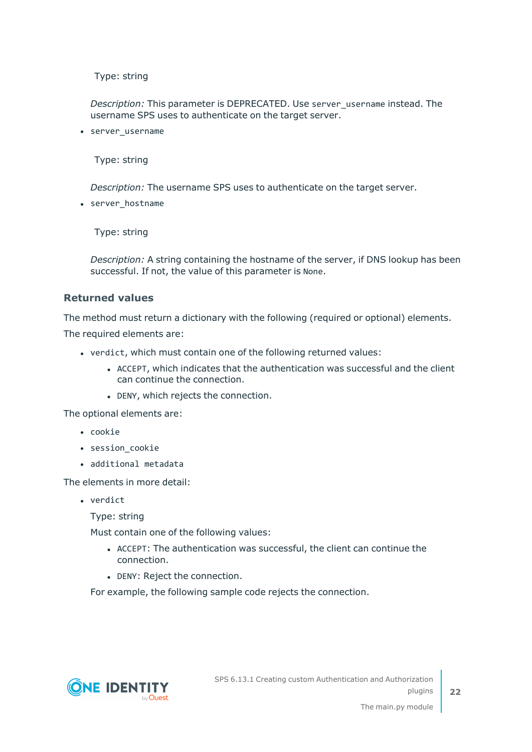Type: string

*Description:* This parameter is DEPRECATED. Use `server_username` instead. The username SPS uses to authenticate on the target server.

- `server_username`

  Type: string

  *Description:* The username SPS uses to authenticate on the target server.

- `server_hostname`

  Type: string

  *Description:* A string containing the hostname of the server, if DNS lookup has been successful. If not, the value of this parameter is `None`.

### Returned values

The method must return a dictionary with the following (required or optional) elements.

The required elements are:

- `verdict`, which must contain one of the following returned values:
  - `ACCEPT`, which indicates that the authentication was successful and the client can continue the connection.
  - `DENY`, which rejects the connection.

The optional elements are:

- `cookie`
- `session_cookie`
- `additional metadata`

The elements in more detail:

- `verdict`

  Type: string

  Must contain one of the following values:

  - `ACCEPT`: The authentication was successful, the client can continue the connection.
  - `DENY`: Reject the connection.

  For example, the following sample code rejects the connection.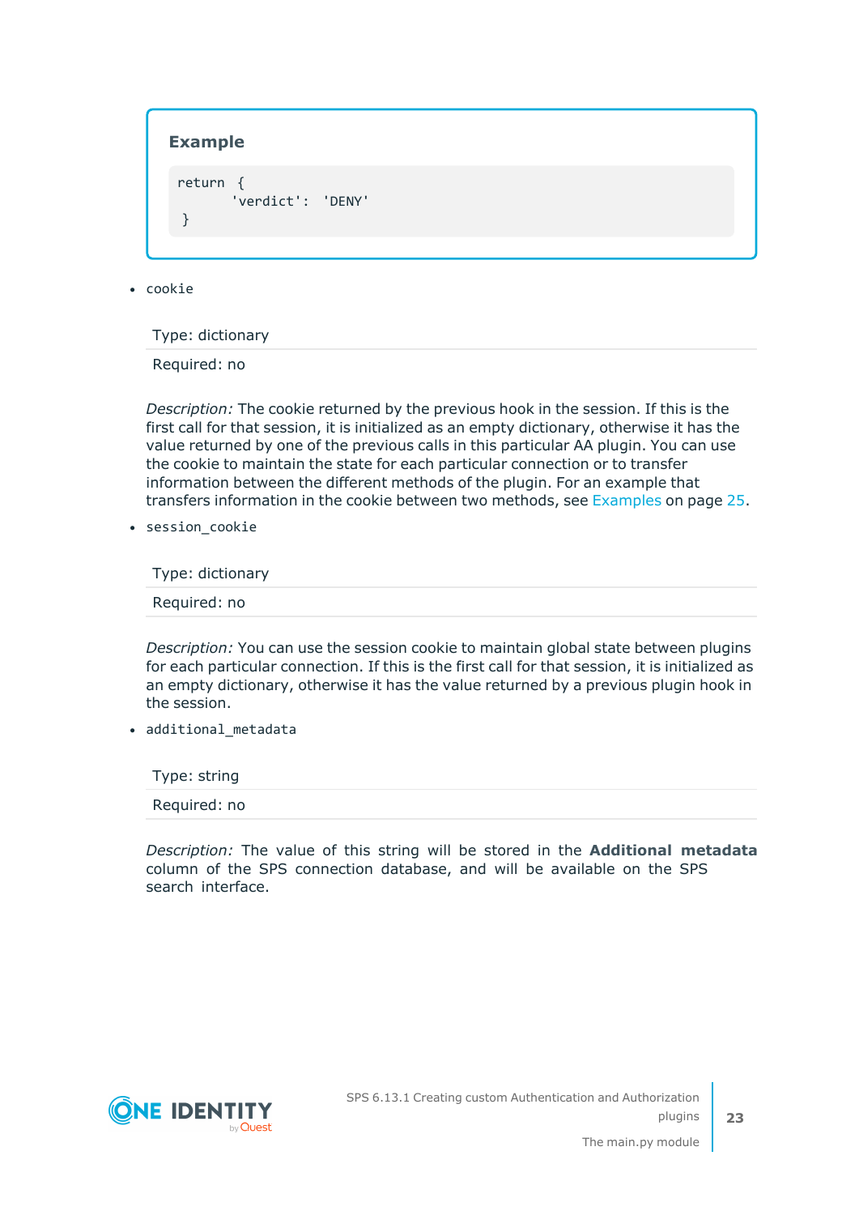**Example**

```
return {
       'verdict': 'DENY'
 }
```

- `cookie`

| Type: dictionary |
|---|
| Required: no |

*Description:* The cookie returned by the previous hook in the session. If this is the first call for that session, it is initialized as an empty dictionary, otherwise it has the value returned by one of the previous calls in this particular AA plugin. You can use the cookie to maintain the state for each particular connection or to transfer information between the different methods of the plugin. For an example that transfers information in the cookie between two methods, see Examples on page 25.

- `session_cookie`

| Type: dictionary |
|---|
| Required: no |

*Description:* You can use the session cookie to maintain global state between plugins for each particular connection. If this is the first call for that session, it is initialized as an empty dictionary, otherwise it has the value returned by a previous plugin hook in the session.

- `additional_metadata`

| Type: string |
|---|
| Required: no |

*Description:* The value of this string will be stored in the **Additional metadata** column of the SPS connection database, and will be available on the SPS search interface.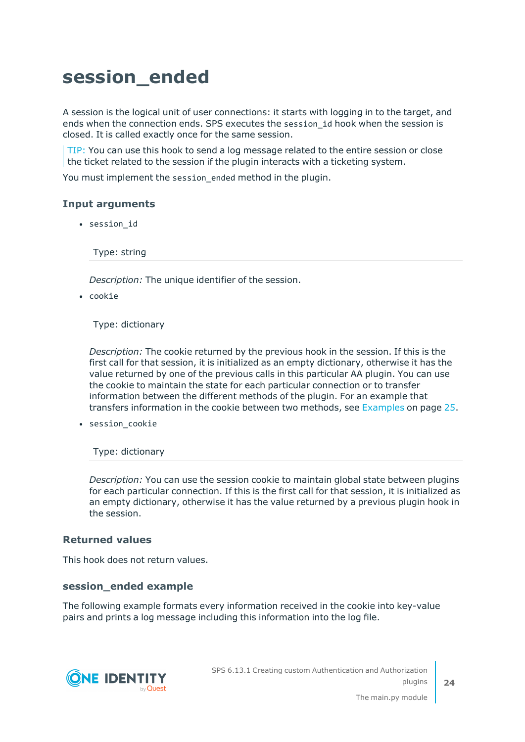# session_ended

A session is the logical unit of user connections: it starts with logging in to the target, and ends when the connection ends. SPS executes the `session_id` hook when the session is closed. It is called exactly once for the same session.

> TIP: You can use this hook to send a log message related to the entire session or close the ticket related to the session if the plugin interacts with a ticketing system.

You must implement the `session_ended` method in the plugin.

### Input arguments

- `session_id`

  Type: string

  *Description:* The unique identifier of the session.

- `cookie`

  Type: dictionary

  *Description:* The cookie returned by the previous hook in the session. If this is the first call for that session, it is initialized as an empty dictionary, otherwise it has the value returned by one of the previous calls in this particular AA plugin. You can use the cookie to maintain the state for each particular connection or to transfer information between the different methods of the plugin. For an example that transfers information in the cookie between two methods, see Examples on page 25.

- `session_cookie`

  Type: dictionary

  *Description:* You can use the session cookie to maintain global state between plugins for each particular connection. If this is the first call for that session, it is initialized as an empty dictionary, otherwise it has the value returned by a previous plugin hook in the session.

### Returned values

This hook does not return values.

### session_ended example

The following example formats every information received in the cookie into key-value pairs and prints a log message including this information into the log file.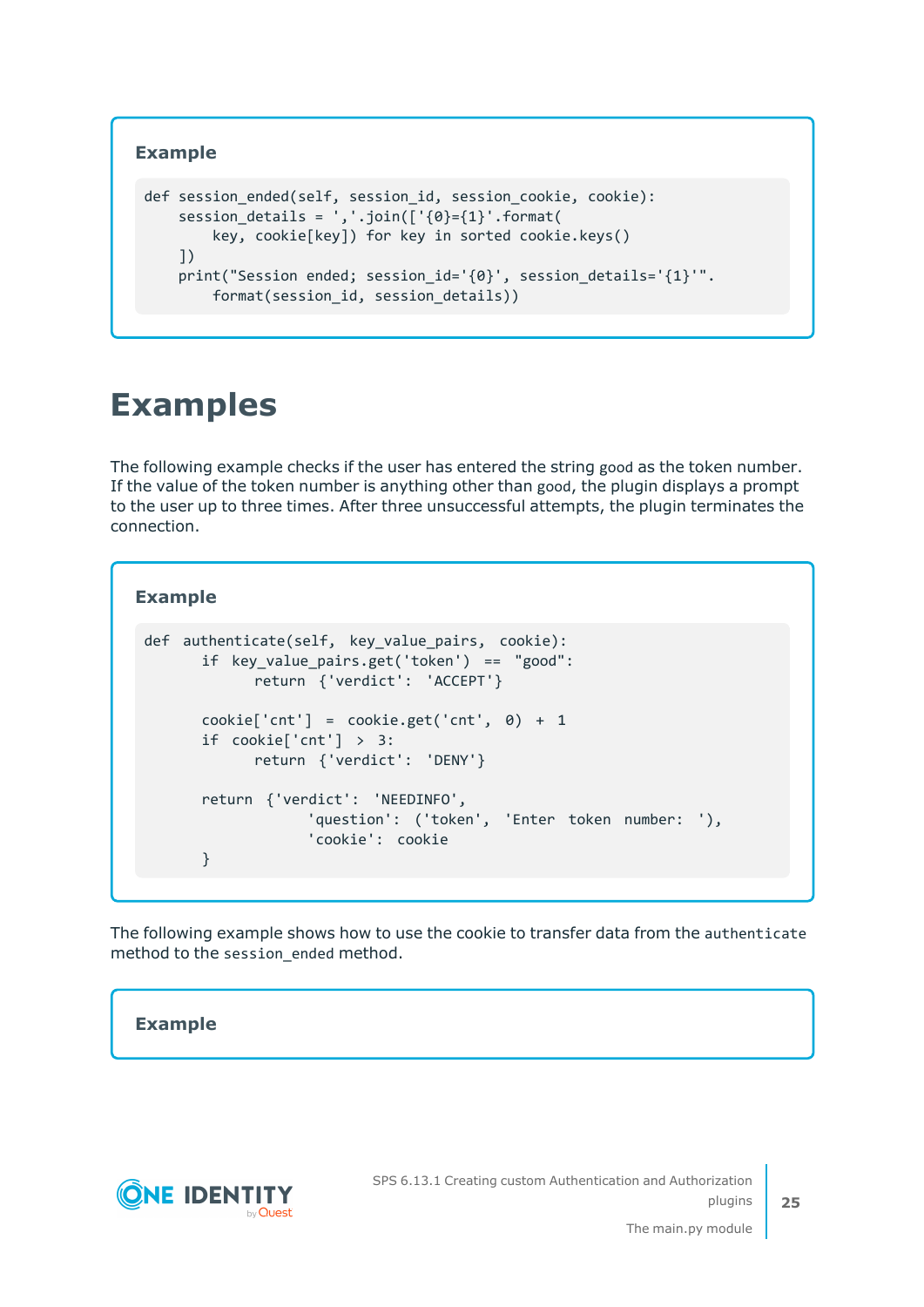**Example**

```
def session_ended(self, session_id, session_cookie, cookie):
    session_details = ','.join(['{0}={1}'.format(
        key, cookie[key]) for key in sorted cookie.keys()
    ])
    print("Session ended; session_id='{0}', session_details='{1}'".
        format(session_id, session_details))
```

# Examples

The following example checks if the user has entered the string `good` as the token number. If the value of the token number is anything other than `good`, the plugin displays a prompt to the user up to three times. After three unsuccessful attempts, the plugin terminates the connection.

**Example**

```
def  authenticate(self,  key_value_pairs,  cookie):
      if  key_value_pairs.get('token')  ==  "good":
            return  {'verdict':  'ACCEPT'}

      cookie['cnt']  =  cookie.get('cnt',  0)  +  1
      if  cookie['cnt']  >  3:
            return  {'verdict':  'DENY'}

      return  {'verdict':  'NEEDINFO',
                   'question':  ('token',  'Enter  token  number:  '),
                   'cookie':  cookie
      }
```

The following example shows how to use the cookie to transfer data from the `authenticate` method to the `session_ended` method.

**Example**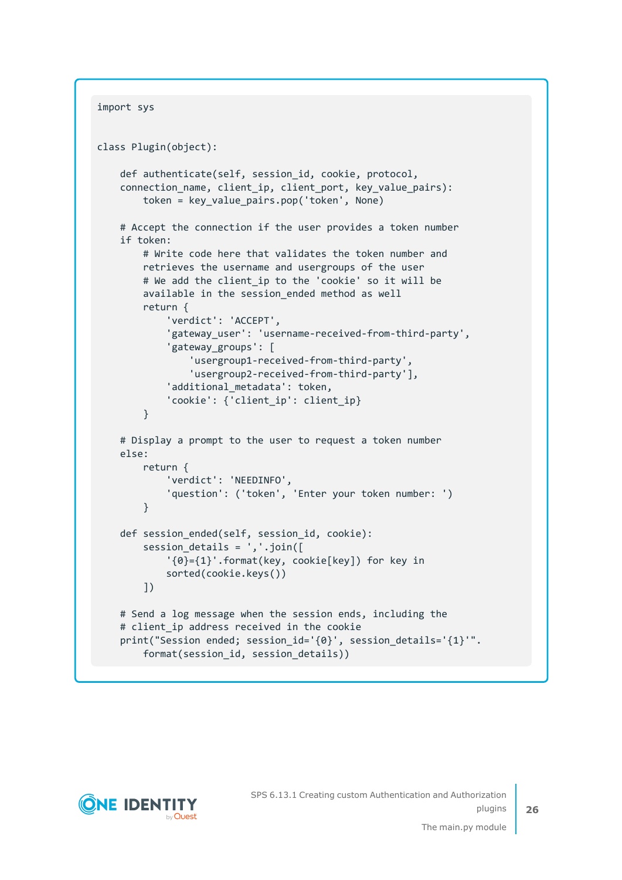```
import sys


class Plugin(object):

    def authenticate(self, session_id, cookie, protocol,
    connection_name, client_ip, client_port, key_value_pairs):
        token = key_value_pairs.pop('token', None)

    # Accept the connection if the user provides a token number
    if token:
        # Write code here that validates the token number and
        retrieves the username and usergroups of the user
        # We add the client_ip to the 'cookie' so it will be
        available in the session_ended method as well
        return {
            'verdict': 'ACCEPT',
            'gateway_user': 'username-received-from-third-party',
            'gateway_groups': [
                'usergroup1-received-from-third-party',
                'usergroup2-received-from-third-party'],
            'additional_metadata': token,
            'cookie': {'client_ip': client_ip}
        }

    # Display a prompt to the user to request a token number
    else:
        return {
            'verdict': 'NEEDINFO',
            'question': ('token', 'Enter your token number: ')
        }

    def session_ended(self, session_id, cookie):
        session_details = ','.join([
            '{0}={1}'.format(key, cookie[key]) for key in
            sorted(cookie.keys())
        ])

    # Send a log message when the session ends, including the
    # client_ip address received in the cookie
    print("Session ended; session_id='{0}', session_details='{1}'".
        format(session_id, session_details))
```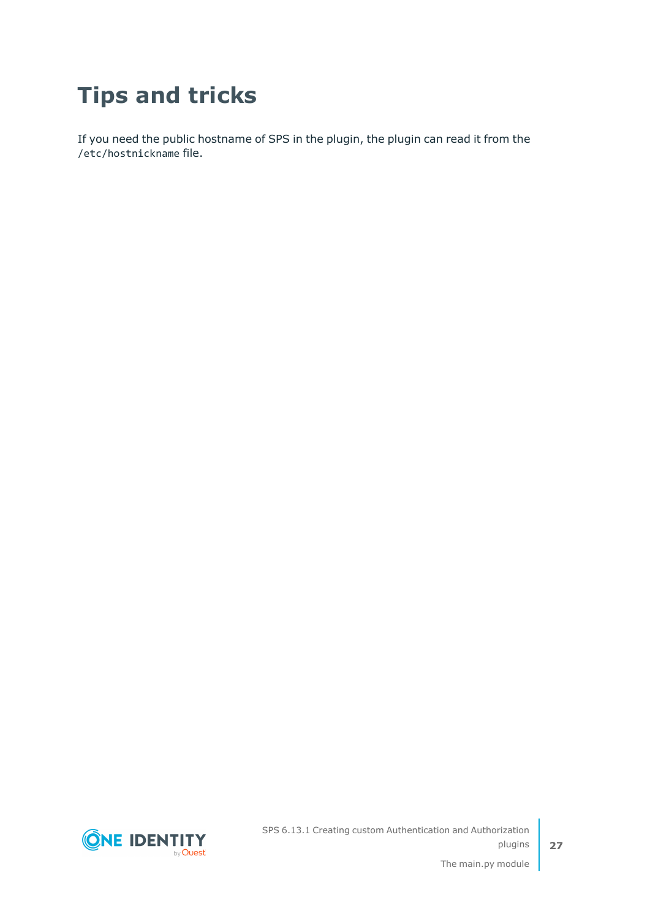# Tips and tricks

If you need the public hostname of SPS in the plugin, the plugin can read it from the `/etc/hostnickname` file.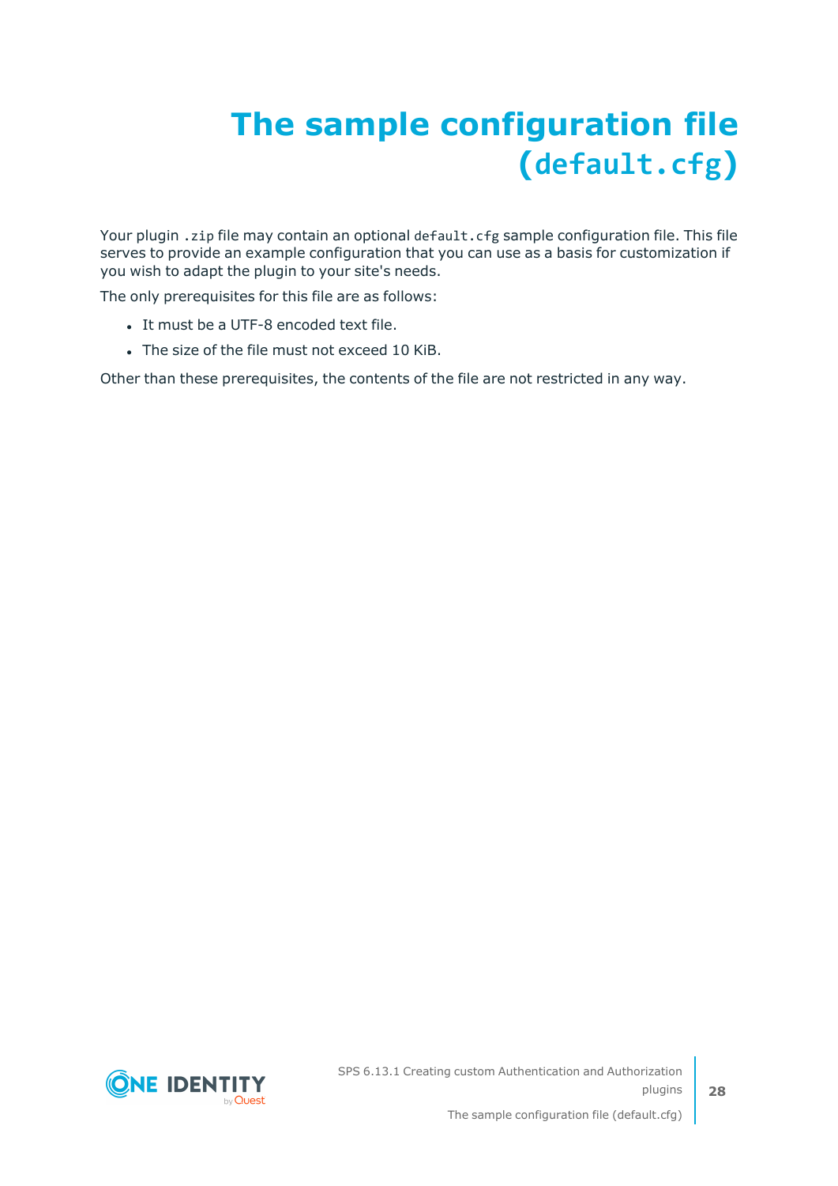# The sample configuration file (`default.cfg`)

Your plugin `.zip` file may contain an optional `default.cfg` sample configuration file. This file serves to provide an example configuration that you can use as a basis for customization if you wish to adapt the plugin to your site's needs.

The only prerequisites for this file are as follows:

- It must be a UTF-8 encoded text file.
- The size of the file must not exceed 10 KiB.

Other than these prerequisites, the contents of the file are not restricted in any way.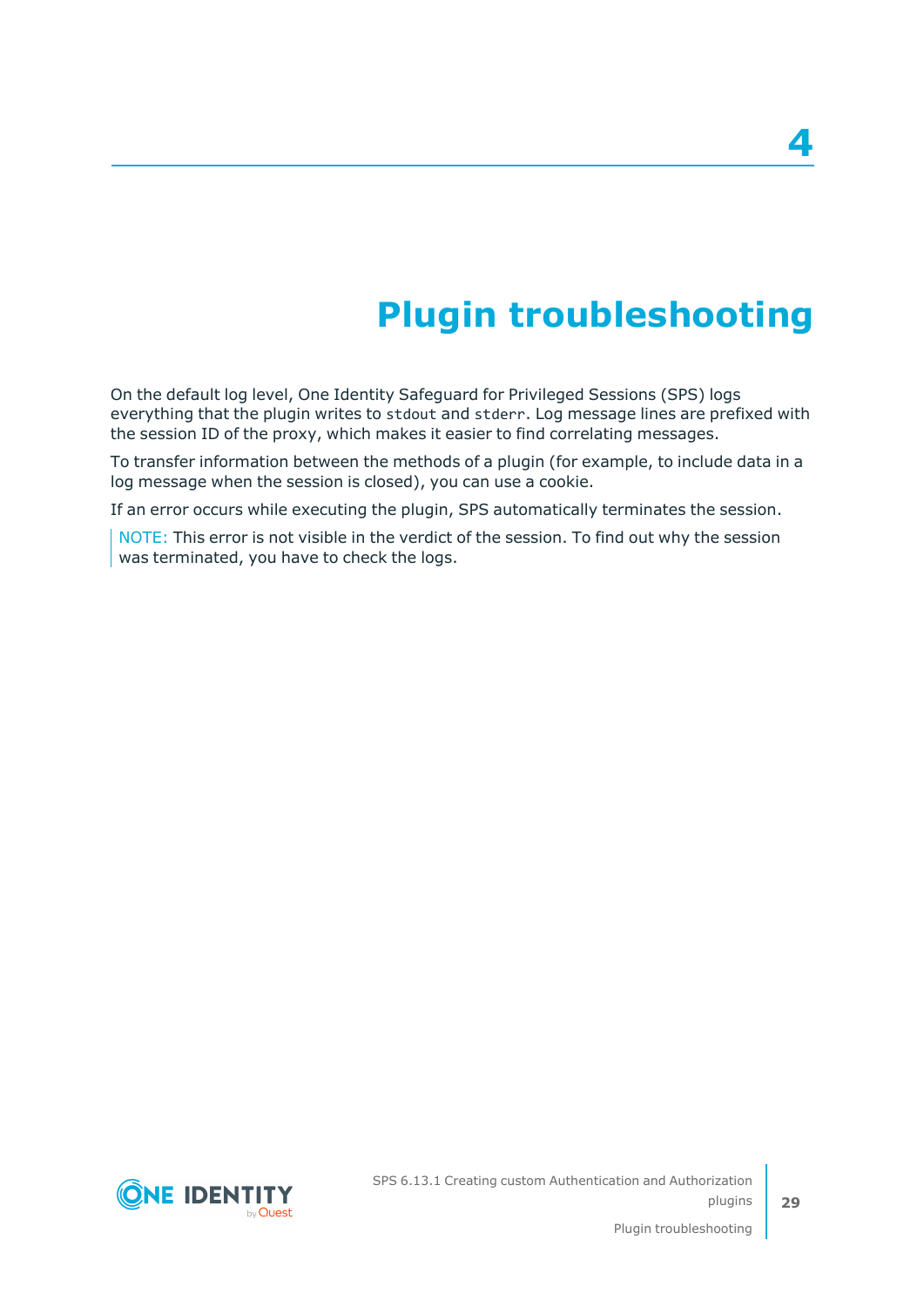# 4 Plugin troubleshooting

On the default log level, One Identity Safeguard for Privileged Sessions (SPS) logs everything that the plugin writes to `stdout` and `stderr`. Log message lines are prefixed with the session ID of the proxy, which makes it easier to find correlating messages.

To transfer information between the methods of a plugin (for example, to include data in a log message when the session is closed), you can use a cookie.

If an error occurs while executing the plugin, SPS automatically terminates the session.

> NOTE: This error is not visible in the verdict of the session. To find out why the session was terminated, you have to check the logs.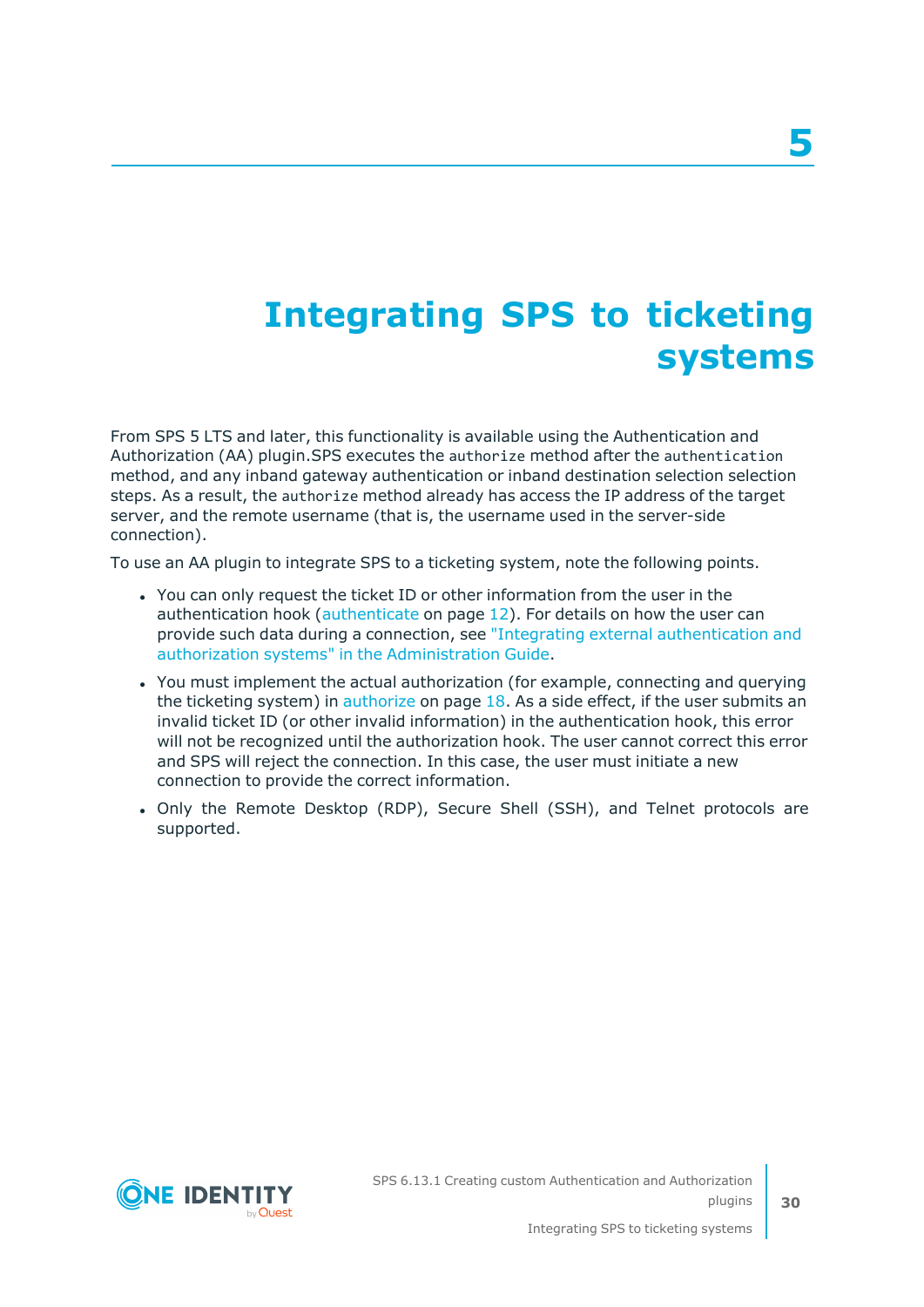# 5 Integrating SPS to ticketing systems

From SPS 5 LTS and later, this functionality is available using the Authentication and Authorization (AA) plugin.SPS executes the `authorize` method after the `authentication` method, and any inband gateway authentication or inband destination selection selection steps. As a result, the `authorize` method already has access the IP address of the target server, and the remote username (that is, the username used in the server-side connection).

To use an AA plugin to integrate SPS to a ticketing system, note the following points.

- You can only request the ticket ID or other information from the user in the authentication hook (authenticate on page 12). For details on how the user can provide such data during a connection, see "Integrating external authentication and authorization systems" in the Administration Guide.
- You must implement the actual authorization (for example, connecting and querying the ticketing system) in authorize on page 18. As a side effect, if the user submits an invalid ticket ID (or other invalid information) in the authentication hook, this error will not be recognized until the authorization hook. The user cannot correct this error and SPS will reject the connection. In this case, the user must initiate a new connection to provide the correct information.
- Only the Remote Desktop (RDP), Secure Shell (SSH), and Telnet protocols are supported.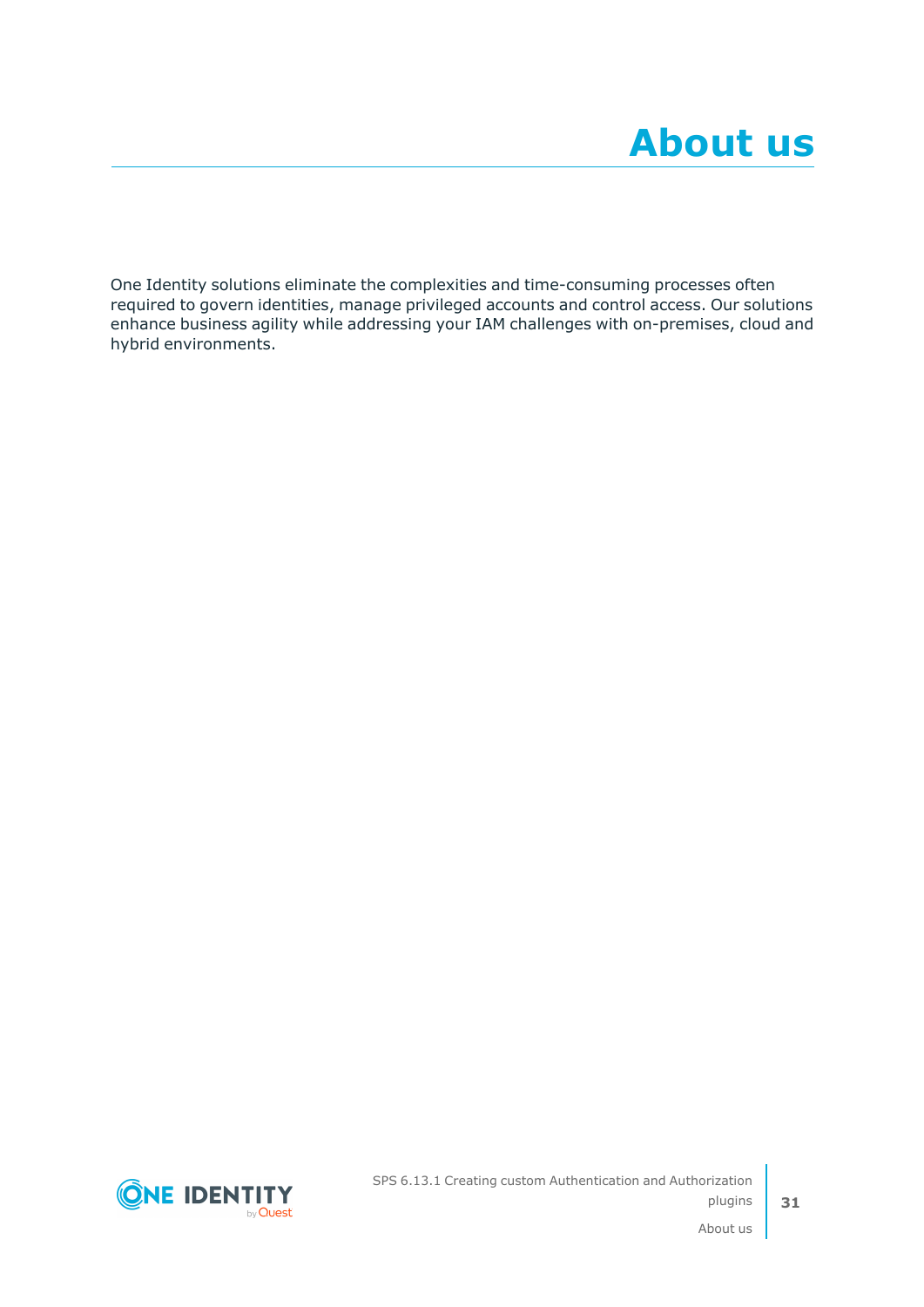# About us

One Identity solutions eliminate the complexities and time-consuming processes often required to govern identities, manage privileged accounts and control access. Our solutions enhance business agility while addressing your IAM challenges with on-premises, cloud and hybrid environments.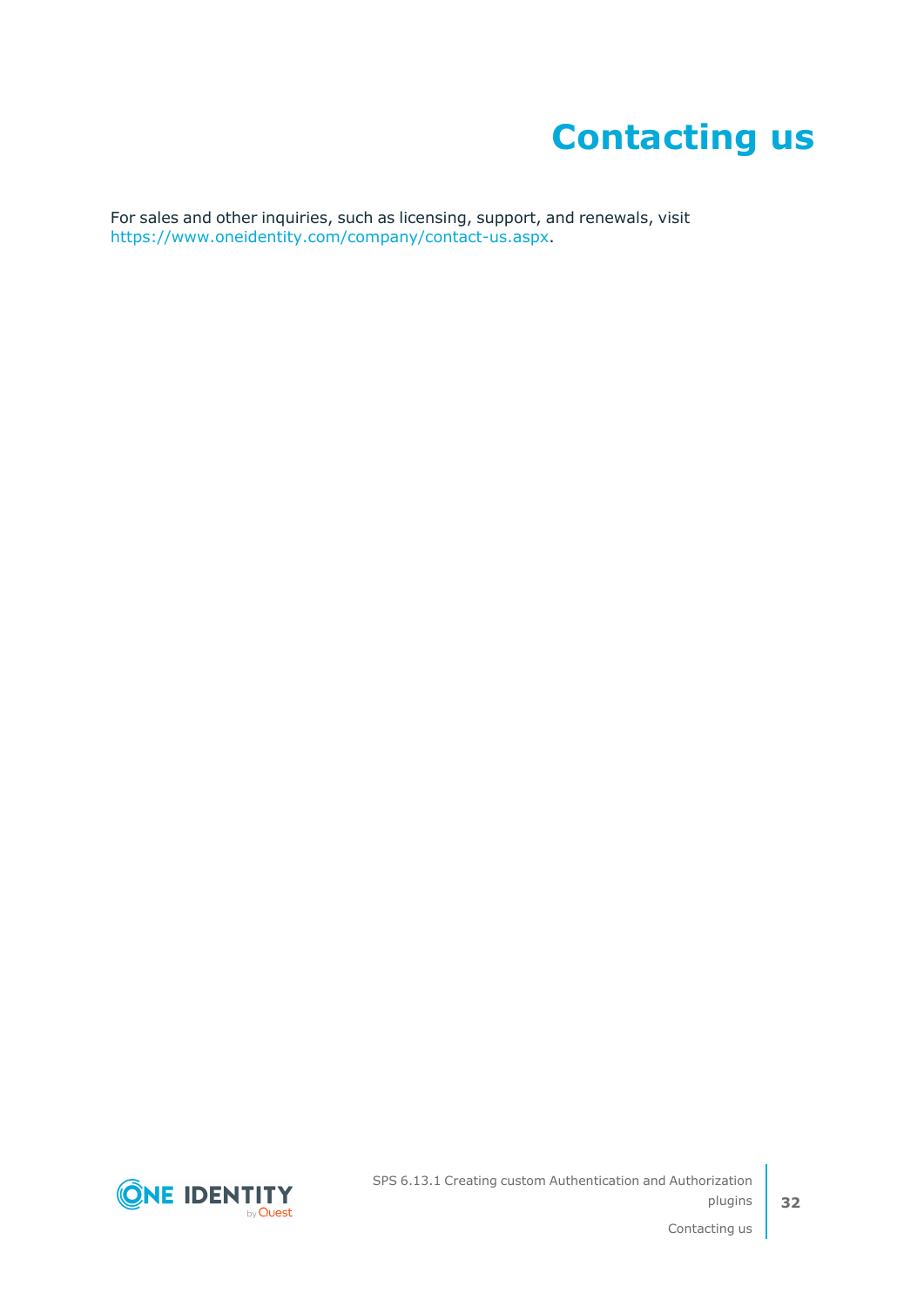# Contacting us

For sales and other inquiries, such as licensing, support, and renewals, visit https://www.oneidentity.com/company/contact-us.aspx.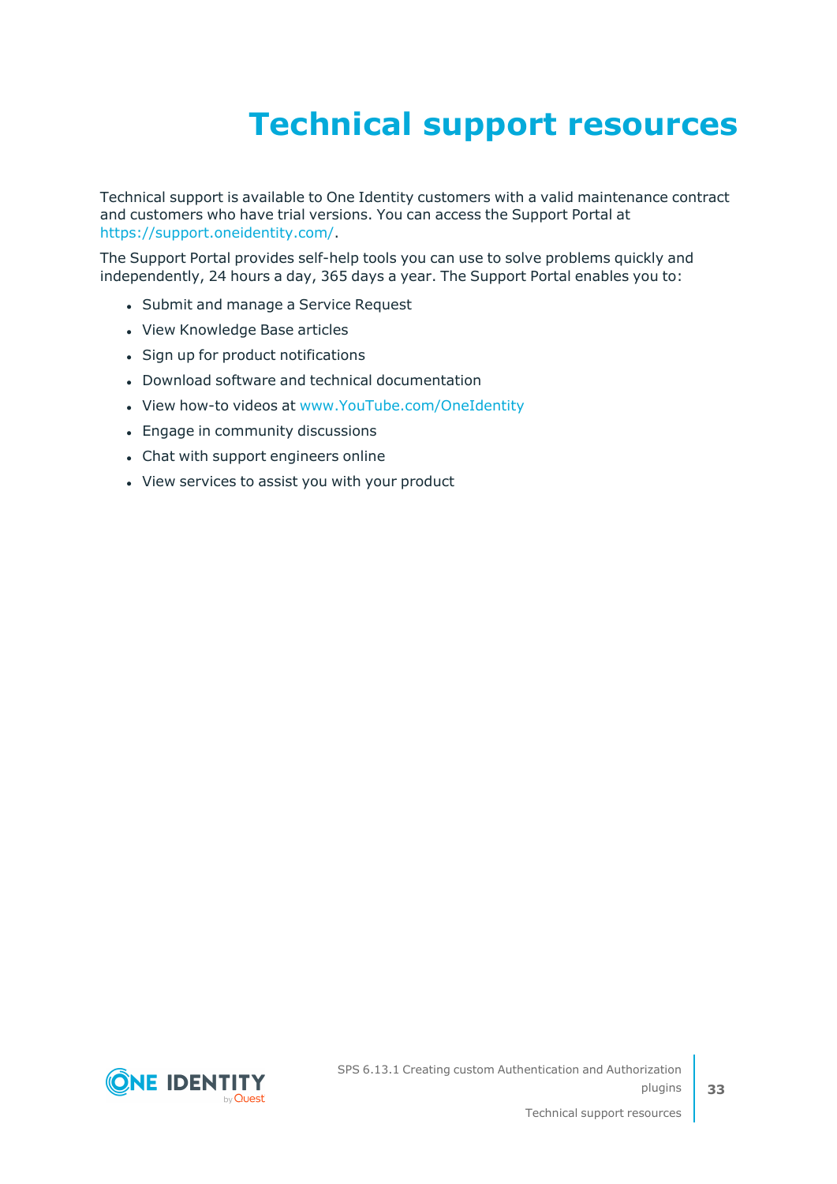# Technical support resources

Technical support is available to One Identity customers with a valid maintenance contract and customers who have trial versions. You can access the Support Portal at https://support.oneidentity.com/.

The Support Portal provides self-help tools you can use to solve problems quickly and independently, 24 hours a day, 365 days a year. The Support Portal enables you to:

- Submit and manage a Service Request
- View Knowledge Base articles
- Sign up for product notifications
- Download software and technical documentation
- View how-to videos at www.YouTube.com/OneIdentity
- Engage in community discussions
- Chat with support engineers online
- View services to assist you with your product